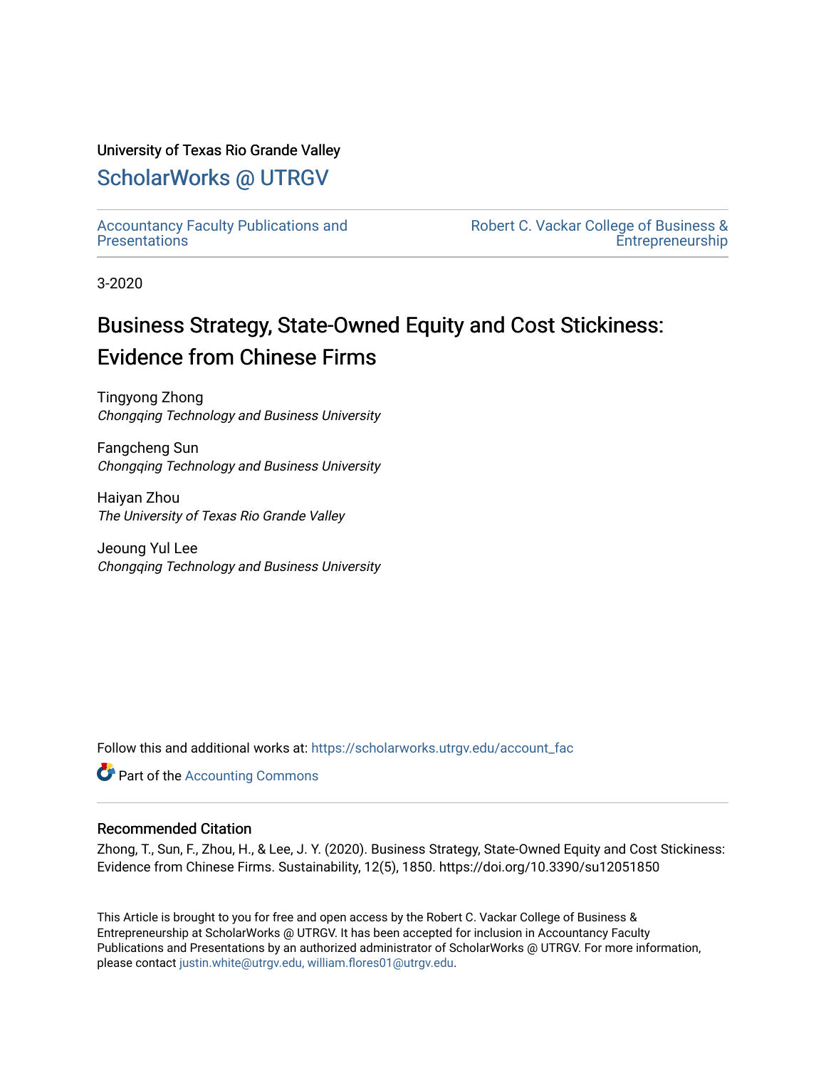University of Texas Rio Grande Valley

ScholarWorks @ UTRGV

Accountancy Faculty Publications and Presentations

Robert C. Vackar College of Business & Entrepreneurship

3-2020

# Business Strategy, State-Owned Equity and Cost Stickiness: Evidence from Chinese Firms

Tingyong Zhong
*Chongqing Technology and Business University*

Fangcheng Sun
*Chongqing Technology and Business University*

Haiyan Zhou
*The University of Texas Rio Grande Valley*

Jeoung Yul Lee
*Chongqing Technology and Business University*

Follow this and additional works at: https://scholarworks.utrgv.edu/account_fac

Part of the Accounting Commons

### Recommended Citation

Zhong, T., Sun, F., Zhou, H., & Lee, J. Y. (2020). Business Strategy, State-Owned Equity and Cost Stickiness: Evidence from Chinese Firms. Sustainability, 12(5), 1850. https://doi.org/10.3390/su12051850

This Article is brought to you for free and open access by the Robert C. Vackar College of Business & Entrepreneurship at ScholarWorks @ UTRGV. It has been accepted for inclusion in Accountancy Faculty Publications and Presentations by an authorized administrator of ScholarWorks @ UTRGV. For more information, please contact justin.white@utrgv.edu, william.flores01@utrgv.edu.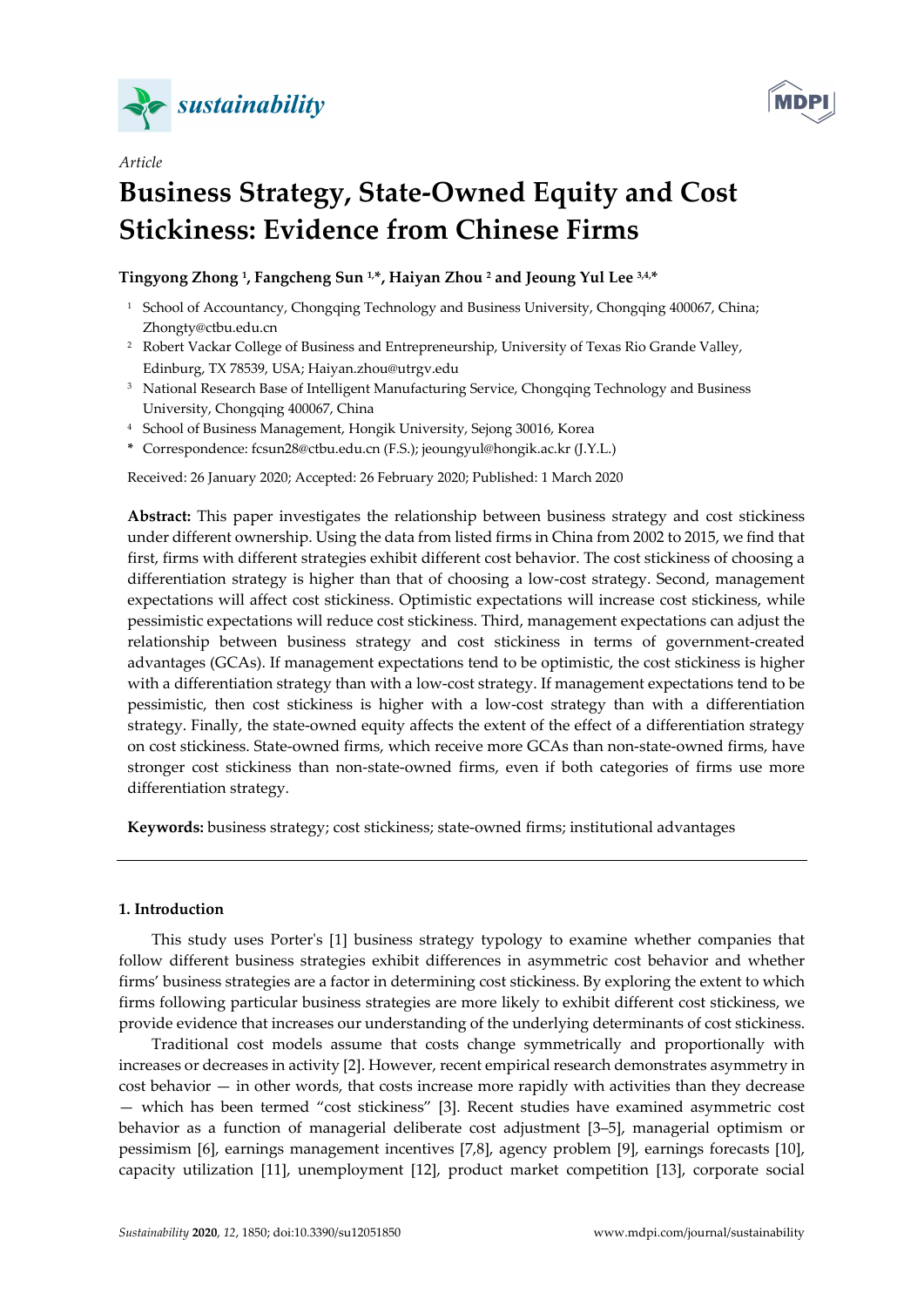# sustainability

*Article*

# Business Strategy, State-Owned Equity and Cost Stickiness: Evidence from Chinese Firms

**Tingyong Zhong [1], Fangcheng Sun [1,*], Haiyan Zhou [2] and Jeoung Yul Lee [3,4,*]**

[1] School of Accountancy, Chongqing Technology and Business University, Chongqing 400067, China; Zhongty@ctbu.edu.cn

[2] Robert Vackar College of Business and Entrepreneurship, University of Texas Rio Grande Valley, Edinburg, TX 78539, USA; Haiyan.zhou@utrgv.edu

[3] National Research Base of Intelligent Manufacturing Service, Chongqing Technology and Business University, Chongqing 400067, China

[4] School of Business Management, Hongik University, Sejong 30016, Korea

\* Correspondence: fcsun28@ctbu.edu.cn (F.S.); jeoungyul@hongik.ac.kr (J.Y.L.)

Received: 26 January 2020; Accepted: 26 February 2020; Published: 1 March 2020

**Abstract:** This paper investigates the relationship between business strategy and cost stickiness under different ownership. Using the data from listed firms in China from 2002 to 2015, we find that first, firms with different strategies exhibit different cost behavior. The cost stickiness of choosing a differentiation strategy is higher than that of choosing a low-cost strategy. Second, management expectations will affect cost stickiness. Optimistic expectations will increase cost stickiness, while pessimistic expectations will reduce cost stickiness. Third, management expectations can adjust the relationship between business strategy and cost stickiness in terms of government-created advantages (GCAs). If management expectations tend to be optimistic, the cost stickiness is higher with a differentiation strategy than with a low-cost strategy. If management expectations tend to be pessimistic, then cost stickiness is higher with a low-cost strategy than with a differentiation strategy. Finally, the state-owned equity affects the extent of the effect of a differentiation strategy on cost stickiness. State-owned firms, which receive more GCAs than non-state-owned firms, have stronger cost stickiness than non-state-owned firms, even if both categories of firms use more differentiation strategy.

**Keywords:** business strategy; cost stickiness; state-owned firms; institutional advantages

## 1. Introduction

This study uses Porter's [1] business strategy typology to examine whether companies that follow different business strategies exhibit differences in asymmetric cost behavior and whether firms' business strategies are a factor in determining cost stickiness. By exploring the extent to which firms following particular business strategies are more likely to exhibit different cost stickiness, we provide evidence that increases our understanding of the underlying determinants of cost stickiness.

Traditional cost models assume that costs change symmetrically and proportionally with increases or decreases in activity [2]. However, recent empirical research demonstrates asymmetry in cost behavior — in other words, that costs increase more rapidly with activities than they decrease — which has been termed "cost stickiness" [3]. Recent studies have examined asymmetric cost behavior as a function of managerial deliberate cost adjustment [3–5], managerial optimism or pessimism [6], earnings management incentives [7,8], agency problem [9], earnings forecasts [10], capacity utilization [11], unemployment [12], product market competition [13], corporate social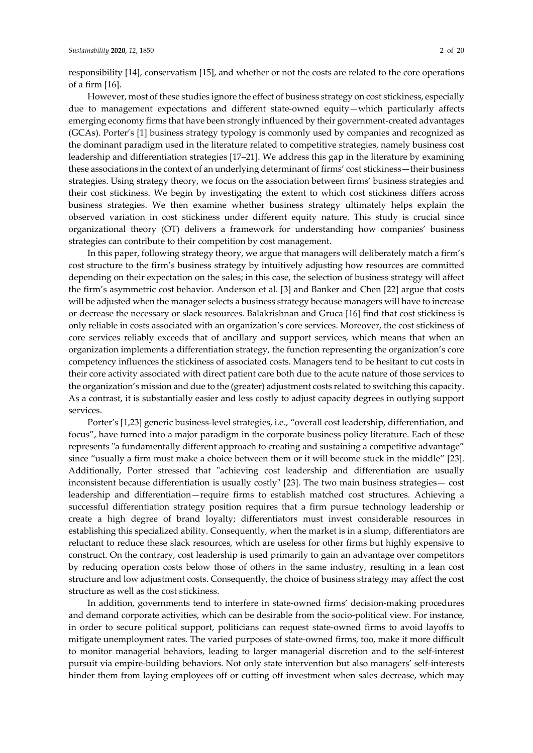responsibility [14], conservatism [15], and whether or not the costs are related to the core operations of a firm [16].

However, most of these studies ignore the effect of business strategy on cost stickiness, especially due to management expectations and different state-owned equity—which particularly affects emerging economy firms that have been strongly influenced by their government-created advantages (GCAs). Porter's [1] business strategy typology is commonly used by companies and recognized as the dominant paradigm used in the literature related to competitive strategies, namely business cost leadership and differentiation strategies [17–21]. We address this gap in the literature by examining these associations in the context of an underlying determinant of firms' cost stickiness—their business strategies. Using strategy theory, we focus on the association between firms' business strategies and their cost stickiness. We begin by investigating the extent to which cost stickiness differs across business strategies. We then examine whether business strategy ultimately helps explain the observed variation in cost stickiness under different equity nature. This study is crucial since organizational theory (OT) delivers a framework for understanding how companies' business strategies can contribute to their competition by cost management.

In this paper, following strategy theory, we argue that managers will deliberately match a firm's cost structure to the firm's business strategy by intuitively adjusting how resources are committed depending on their expectation on the sales; in this case, the selection of business strategy will affect the firm's asymmetric cost behavior. Anderson et al. [3] and Banker and Chen [22] argue that costs will be adjusted when the manager selects a business strategy because managers will have to increase or decrease the necessary or slack resources. Balakrishnan and Gruca [16] find that cost stickiness is only reliable in costs associated with an organization's core services. Moreover, the cost stickiness of core services reliably exceeds that of ancillary and support services, which means that when an organization implements a differentiation strategy, the function representing the organization's core competency influences the stickiness of associated costs. Managers tend to be hesitant to cut costs in their core activity associated with direct patient care both due to the acute nature of those services to the organization's mission and due to the (greater) adjustment costs related to switching this capacity. As a contrast, it is substantially easier and less costly to adjust capacity degrees in outlying support services.

Porter's [1,23] generic business-level strategies, i.e., "overall cost leadership, differentiation, and focus", have turned into a major paradigm in the corporate business policy literature. Each of these represents "a fundamentally different approach to creating and sustaining a competitive advantage" since "usually a firm must make a choice between them or it will become stuck in the middle" [23]. Additionally, Porter stressed that "achieving cost leadership and differentiation are usually inconsistent because differentiation is usually costly" [23]. The two main business strategies— cost leadership and differentiation—require firms to establish matched cost structures. Achieving a successful differentiation strategy position requires that a firm pursue technology leadership or create a high degree of brand loyalty; differentiators must invest considerable resources in establishing this specialized ability. Consequently, when the market is in a slump, differentiators are reluctant to reduce these slack resources, which are useless for other firms but highly expensive to construct. On the contrary, cost leadership is used primarily to gain an advantage over competitors by reducing operation costs below those of others in the same industry, resulting in a lean cost structure and low adjustment costs. Consequently, the choice of business strategy may affect the cost structure as well as the cost stickiness.

In addition, governments tend to interfere in state-owned firms' decision-making procedures and demand corporate activities, which can be desirable from the socio-political view. For instance, in order to secure political support, politicians can request state-owned firms to avoid layoffs to mitigate unemployment rates. The varied purposes of state-owned firms, too, make it more difficult to monitor managerial behaviors, leading to larger managerial discretion and to the self-interest pursuit via empire-building behaviors. Not only state intervention but also managers' self-interests hinder them from laying employees off or cutting off investment when sales decrease, which may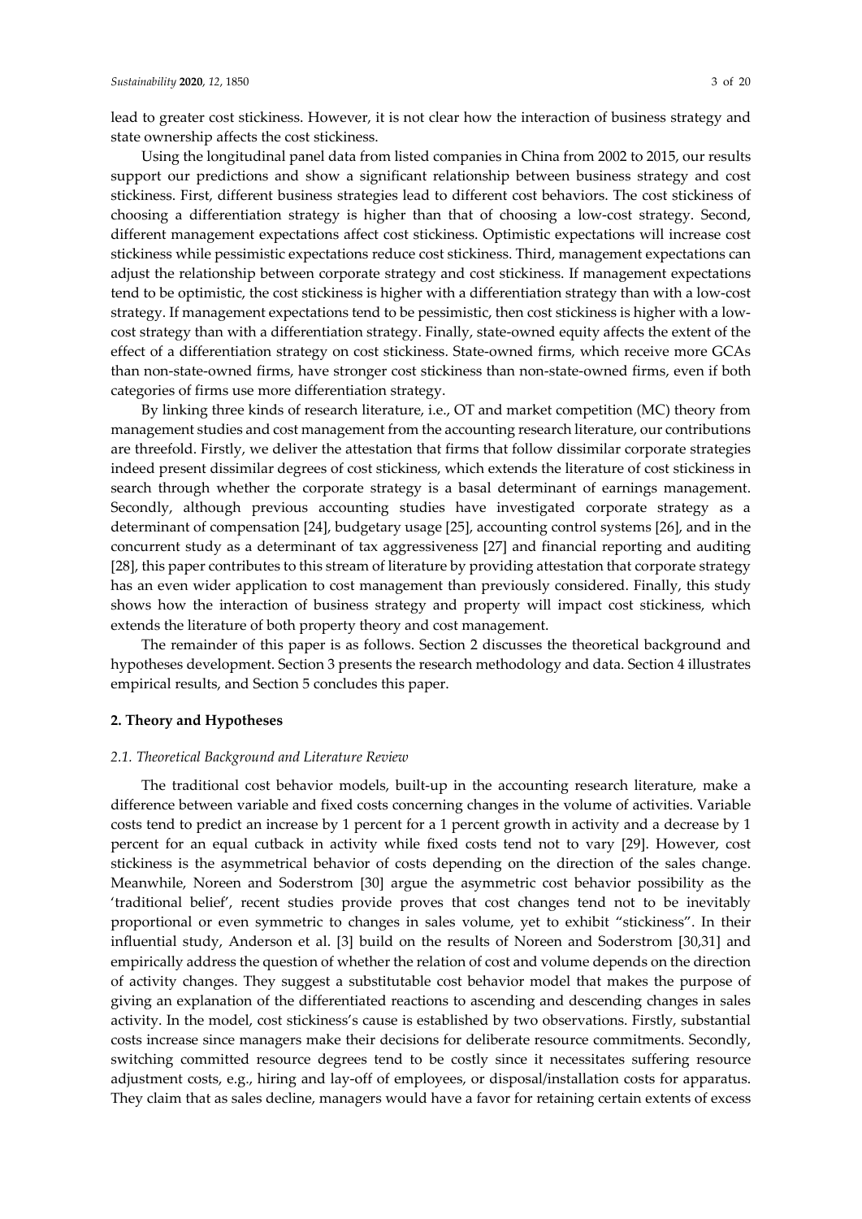lead to greater cost stickiness. However, it is not clear how the interaction of business strategy and state ownership affects the cost stickiness.

Using the longitudinal panel data from listed companies in China from 2002 to 2015, our results support our predictions and show a significant relationship between business strategy and cost stickiness. First, different business strategies lead to different cost behaviors. The cost stickiness of choosing a differentiation strategy is higher than that of choosing a low-cost strategy. Second, different management expectations affect cost stickiness. Optimistic expectations will increase cost stickiness while pessimistic expectations reduce cost stickiness. Third, management expectations can adjust the relationship between corporate strategy and cost stickiness. If management expectations tend to be optimistic, the cost stickiness is higher with a differentiation strategy than with a low-cost strategy. If management expectations tend to be pessimistic, then cost stickiness is higher with a low-cost strategy than with a differentiation strategy. Finally, state-owned equity affects the extent of the effect of a differentiation strategy on cost stickiness. State-owned firms, which receive more GCAs than non-state-owned firms, have stronger cost stickiness than non-state-owned firms, even if both categories of firms use more differentiation strategy.

By linking three kinds of research literature, i.e., OT and market competition (MC) theory from management studies and cost management from the accounting research literature, our contributions are threefold. Firstly, we deliver the attestation that firms that follow dissimilar corporate strategies indeed present dissimilar degrees of cost stickiness, which extends the literature of cost stickiness in search through whether the corporate strategy is a basal determinant of earnings management. Secondly, although previous accounting studies have investigated corporate strategy as a determinant of compensation [24], budgetary usage [25], accounting control systems [26], and in the concurrent study as a determinant of tax aggressiveness [27] and financial reporting and auditing [28], this paper contributes to this stream of literature by providing attestation that corporate strategy has an even wider application to cost management than previously considered. Finally, this study shows how the interaction of business strategy and property will impact cost stickiness, which extends the literature of both property theory and cost management.

The remainder of this paper is as follows. Section 2 discusses the theoretical background and hypotheses development. Section 3 presents the research methodology and data. Section 4 illustrates empirical results, and Section 5 concludes this paper.

## 2. Theory and Hypotheses

### *2.1. Theoretical Background and Literature Review*

The traditional cost behavior models, built-up in the accounting research literature, make a difference between variable and fixed costs concerning changes in the volume of activities. Variable costs tend to predict an increase by 1 percent for a 1 percent growth in activity and a decrease by 1 percent for an equal cutback in activity while fixed costs tend not to vary [29]. However, cost stickiness is the asymmetrical behavior of costs depending on the direction of the sales change. Meanwhile, Noreen and Soderstrom [30] argue the asymmetric cost behavior possibility as the 'traditional belief', recent studies provide proves that cost changes tend not to be inevitably proportional or even symmetric to changes in sales volume, yet to exhibit "stickiness". In their influential study, Anderson et al. [3] build on the results of Noreen and Soderstrom [30,31] and empirically address the question of whether the relation of cost and volume depends on the direction of activity changes. They suggest a substitutable cost behavior model that makes the purpose of giving an explanation of the differentiated reactions to ascending and descending changes in sales activity. In the model, cost stickiness's cause is established by two observations. Firstly, substantial costs increase since managers make their decisions for deliberate resource commitments. Secondly, switching committed resource degrees tend to be costly since it necessitates suffering resource adjustment costs, e.g., hiring and lay-off of employees, or disposal/installation costs for apparatus. They claim that as sales decline, managers would have a favor for retaining certain extents of excess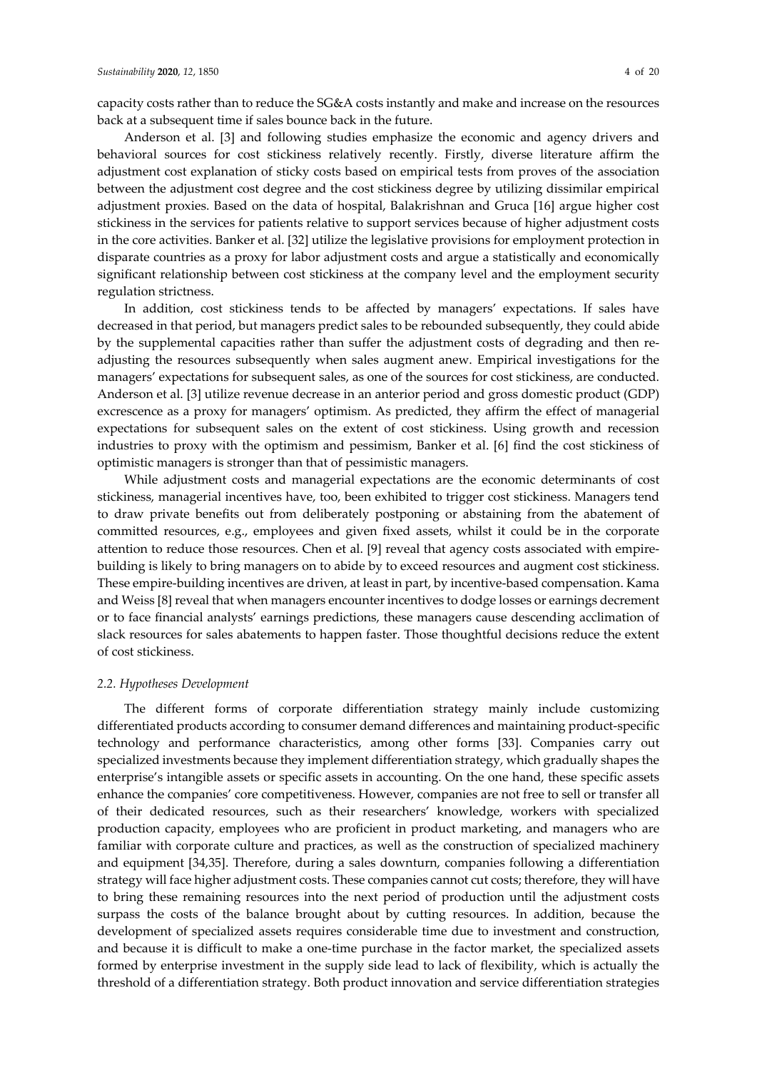capacity costs rather than to reduce the SG&A costs instantly and make and increase on the resources back at a subsequent time if sales bounce back in the future.

Anderson et al. [3] and following studies emphasize the economic and agency drivers and behavioral sources for cost stickiness relatively recently. Firstly, diverse literature affirm the adjustment cost explanation of sticky costs based on empirical tests from proves of the association between the adjustment cost degree and the cost stickiness degree by utilizing dissimilar empirical adjustment proxies. Based on the data of hospital, Balakrishnan and Gruca [16] argue higher cost stickiness in the services for patients relative to support services because of higher adjustment costs in the core activities. Banker et al. [32] utilize the legislative provisions for employment protection in disparate countries as a proxy for labor adjustment costs and argue a statistically and economically significant relationship between cost stickiness at the company level and the employment security regulation strictness.

In addition, cost stickiness tends to be affected by managers' expectations. If sales have decreased in that period, but managers predict sales to be rebounded subsequently, they could abide by the supplemental capacities rather than suffer the adjustment costs of degrading and then re-adjusting the resources subsequently when sales augment anew. Empirical investigations for the managers' expectations for subsequent sales, as one of the sources for cost stickiness, are conducted. Anderson et al. [3] utilize revenue decrease in an anterior period and gross domestic product (GDP) excrescence as a proxy for managers' optimism. As predicted, they affirm the effect of managerial expectations for subsequent sales on the extent of cost stickiness. Using growth and recession industries to proxy with the optimism and pessimism, Banker et al. [6] find the cost stickiness of optimistic managers is stronger than that of pessimistic managers.

While adjustment costs and managerial expectations are the economic determinants of cost stickiness, managerial incentives have, too, been exhibited to trigger cost stickiness. Managers tend to draw private benefits out from deliberately postponing or abstaining from the abatement of committed resources, e.g., employees and given fixed assets, whilst it could be in the corporate attention to reduce those resources. Chen et al. [9] reveal that agency costs associated with empire-building is likely to bring managers on to abide by to exceed resources and augment cost stickiness. These empire-building incentives are driven, at least in part, by incentive-based compensation. Kama and Weiss [8] reveal that when managers encounter incentives to dodge losses or earnings decrement or to face financial analysts' earnings predictions, these managers cause descending acclimation of slack resources for sales abatements to happen faster. Those thoughtful decisions reduce the extent of cost stickiness.

### *2.2. Hypotheses Development*

The different forms of corporate differentiation strategy mainly include customizing differentiated products according to consumer demand differences and maintaining product-specific technology and performance characteristics, among other forms [33]. Companies carry out specialized investments because they implement differentiation strategy, which gradually shapes the enterprise's intangible assets or specific assets in accounting. On the one hand, these specific assets enhance the companies' core competitiveness. However, companies are not free to sell or transfer all of their dedicated resources, such as their researchers' knowledge, workers with specialized production capacity, employees who are proficient in product marketing, and managers who are familiar with corporate culture and practices, as well as the construction of specialized machinery and equipment [34,35]. Therefore, during a sales downturn, companies following a differentiation strategy will face higher adjustment costs. These companies cannot cut costs; therefore, they will have to bring these remaining resources into the next period of production until the adjustment costs surpass the costs of the balance brought about by cutting resources. In addition, because the development of specialized assets requires considerable time due to investment and construction, and because it is difficult to make a one-time purchase in the factor market, the specialized assets formed by enterprise investment in the supply side lead to lack of flexibility, which is actually the threshold of a differentiation strategy. Both product innovation and service differentiation strategies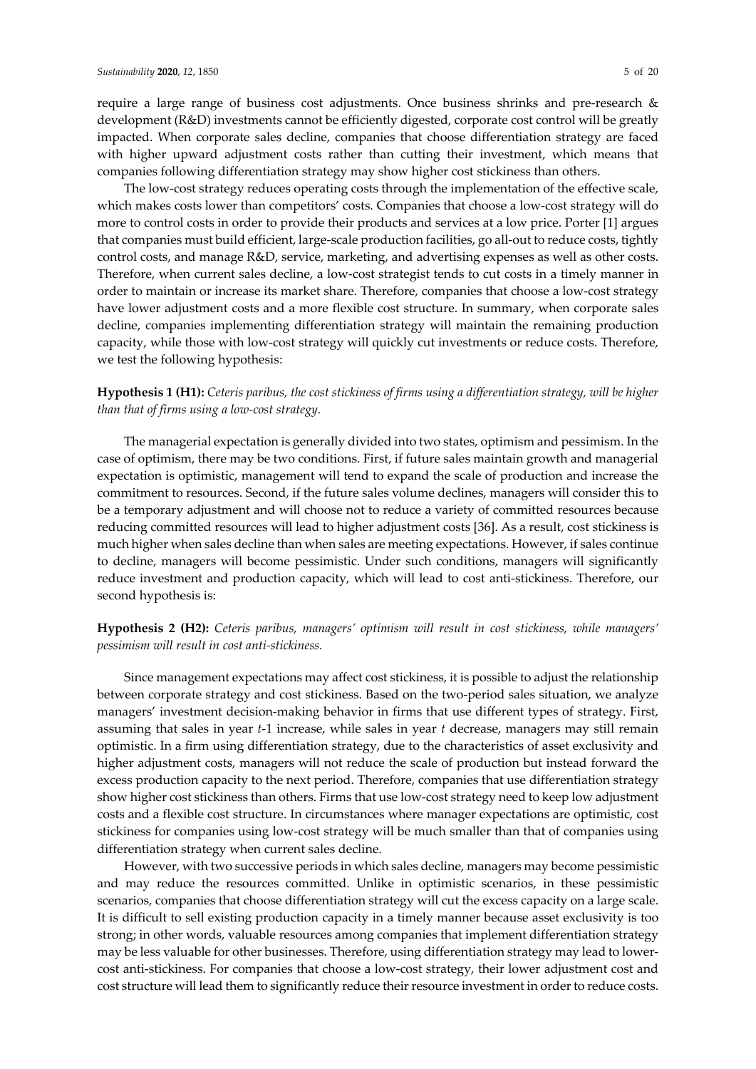require a large range of business cost adjustments. Once business shrinks and pre-research & development (R&D) investments cannot be efficiently digested, corporate cost control will be greatly impacted. When corporate sales decline, companies that choose differentiation strategy are faced with higher upward adjustment costs rather than cutting their investment, which means that companies following differentiation strategy may show higher cost stickiness than others.

The low-cost strategy reduces operating costs through the implementation of the effective scale, which makes costs lower than competitors' costs. Companies that choose a low-cost strategy will do more to control costs in order to provide their products and services at a low price. Porter [1] argues that companies must build efficient, large-scale production facilities, go all-out to reduce costs, tightly control costs, and manage R&D, service, marketing, and advertising expenses as well as other costs. Therefore, when current sales decline, a low-cost strategist tends to cut costs in a timely manner in order to maintain or increase its market share. Therefore, companies that choose a low-cost strategy have lower adjustment costs and a more flexible cost structure. In summary, when corporate sales decline, companies implementing differentiation strategy will maintain the remaining production capacity, while those with low-cost strategy will quickly cut investments or reduce costs. Therefore, we test the following hypothesis:

**Hypothesis 1 (H1):** *Ceteris paribus, the cost stickiness of firms using a differentiation strategy, will be higher than that of firms using a low-cost strategy.*

The managerial expectation is generally divided into two states, optimism and pessimism. In the case of optimism, there may be two conditions. First, if future sales maintain growth and managerial expectation is optimistic, management will tend to expand the scale of production and increase the commitment to resources. Second, if the future sales volume declines, managers will consider this to be a temporary adjustment and will choose not to reduce a variety of committed resources because reducing committed resources will lead to higher adjustment costs [36]. As a result, cost stickiness is much higher when sales decline than when sales are meeting expectations. However, if sales continue to decline, managers will become pessimistic. Under such conditions, managers will significantly reduce investment and production capacity, which will lead to cost anti-stickiness. Therefore, our second hypothesis is:

**Hypothesis 2 (H2):** *Ceteris paribus, managers' optimism will result in cost stickiness, while managers' pessimism will result in cost anti-stickiness.*

Since management expectations may affect cost stickiness, it is possible to adjust the relationship between corporate strategy and cost stickiness. Based on the two-period sales situation, we analyze managers' investment decision-making behavior in firms that use different types of strategy. First, assuming that sales in year $t$-1 increase, while sales in year $t$ decrease, managers may still remain optimistic. In a firm using differentiation strategy, due to the characteristics of asset exclusivity and higher adjustment costs, managers will not reduce the scale of production but instead forward the excess production capacity to the next period. Therefore, companies that use differentiation strategy show higher cost stickiness than others. Firms that use low-cost strategy need to keep low adjustment costs and a flexible cost structure. In circumstances where manager expectations are optimistic, cost stickiness for companies using low-cost strategy will be much smaller than that of companies using differentiation strategy when current sales decline.

However, with two successive periods in which sales decline, managers may become pessimistic and may reduce the resources committed. Unlike in optimistic scenarios, in these pessimistic scenarios, companies that choose differentiation strategy will cut the excess capacity on a large scale. It is difficult to sell existing production capacity in a timely manner because asset exclusivity is too strong; in other words, valuable resources among companies that implement differentiation strategy may be less valuable for other businesses. Therefore, using differentiation strategy may lead to lower-cost anti-stickiness. For companies that choose a low-cost strategy, their lower adjustment cost and cost structure will lead them to significantly reduce their resource investment in order to reduce costs.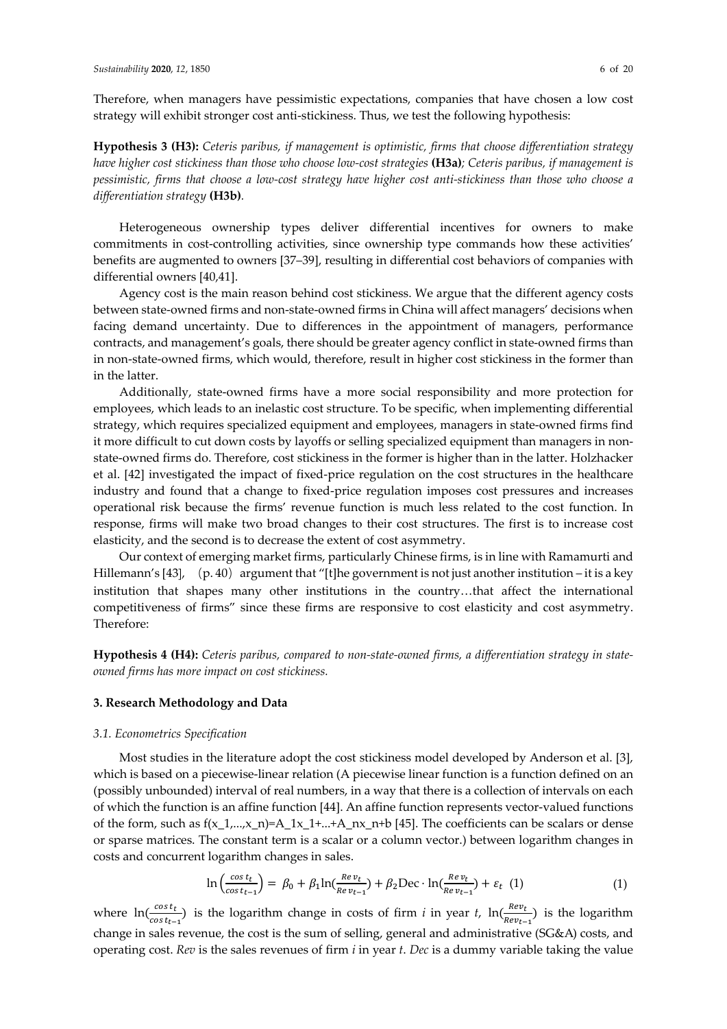Therefore, when managers have pessimistic expectations, companies that have chosen a low cost strategy will exhibit stronger cost anti-stickiness. Thus, we test the following hypothesis:

**Hypothesis 3 (H3):** *Ceteris paribus, if management is optimistic, firms that choose differentiation strategy have higher cost stickiness than those who choose low-cost strategies* **(H3a)**; *Ceteris paribus, if management is pessimistic, firms that choose a low-cost strategy have higher cost anti-stickiness than those who choose a differentiation strategy* **(H3b)**.

Heterogeneous ownership types deliver differential incentives for owners to make commitments in cost-controlling activities, since ownership type commands how these activities' benefits are augmented to owners [37–39], resulting in differential cost behaviors of companies with differential owners [40,41].

Agency cost is the main reason behind cost stickiness. We argue that the different agency costs between state-owned firms and non-state-owned firms in China will affect managers' decisions when facing demand uncertainty. Due to differences in the appointment of managers, performance contracts, and management's goals, there should be greater agency conflict in state-owned firms than in non-state-owned firms, which would, therefore, result in higher cost stickiness in the former than in the latter.

Additionally, state-owned firms have a more social responsibility and more protection for employees, which leads to an inelastic cost structure. To be specific, when implementing differential strategy, which requires specialized equipment and employees, managers in state-owned firms find it more difficult to cut down costs by layoffs or selling specialized equipment than managers in non-state-owned firms do. Therefore, cost stickiness in the former is higher than in the latter. Holzhacker et al. [42] investigated the impact of fixed-price regulation on the cost structures in the healthcare industry and found that a change to fixed-price regulation imposes cost pressures and increases operational risk because the firms' revenue function is much less related to the cost function. In response, firms will make two broad changes to their cost structures. The first is to increase cost elasticity, and the second is to decrease the extent of cost asymmetry.

Our context of emerging market firms, particularly Chinese firms, is in line with Ramamurti and Hillemann's [43], （p. 40）argument that "[t]he government is not just another institution – it is a key institution that shapes many other institutions in the country…that affect the international competitiveness of firms" since these firms are responsive to cost elasticity and cost asymmetry. Therefore:

**Hypothesis 4 (H4):** *Ceteris paribus, compared to non-state-owned firms, a differentiation strategy in state-owned firms has more impact on cost stickiness.*

## 3. Research Methodology and Data

### *3.1. Econometrics Specification*

Most studies in the literature adopt the cost stickiness model developed by Anderson et al. [3], which is based on a piecewise-linear relation (A piecewise linear function is a function defined on an (possibly unbounded) interval of real numbers, in a way that there is a collection of intervals on each of which the function is an affine function [44]. An affine function represents vector-valued functions of the form, such as f(x_1,...,x_n)=A_1x_1+...+A_nx_n+b [45]. The coefficients can be scalars or dense or sparse matrices. The constant term is a scalar or a column vector.) between logarithm changes in costs and concurrent logarithm changes in sales.

$$\ln\left(\frac{cost_t}{cost_{t-1}}\right) = \beta_0 + \beta_1 \ln\left(\frac{Rev_t}{Rev_{t-1}}\right) + \beta_2 \mathrm{Dec} \cdot \ln\left(\frac{Rev_t}{Rev_{t-1}}\right) + \varepsilon_t \quad (1) \tag{1}$$

where $\ln(\frac{cost_t}{cost_{t-1}})$ is the logarithm change in costs of firm *i* in year *t*, $\ln(\frac{Rev_t}{Rev_{t-1}})$ is the logarithm change in sales revenue, the cost is the sum of selling, general and administrative (SG&A) costs, and operating cost. *Rev* is the sales revenues of firm *i* in year *t*. *Dec* is a dummy variable taking the value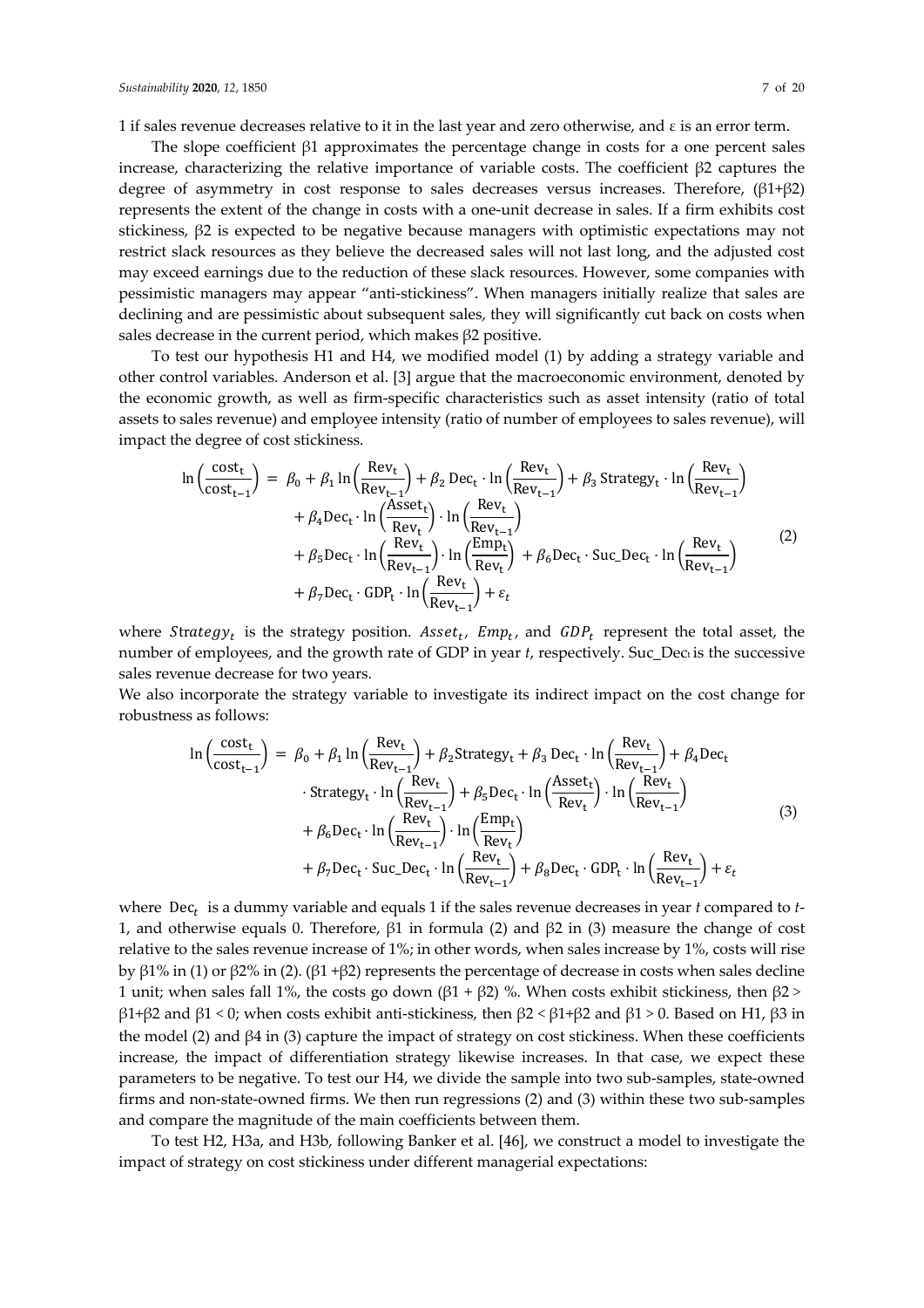1 if sales revenue decreases relative to it in the last year and zero otherwise, and ε is an error term.

The slope coefficient β1 approximates the percentage change in costs for a one percent sales increase, characterizing the relative importance of variable costs. The coefficient β2 captures the degree of asymmetry in cost response to sales decreases versus increases. Therefore, (β1+β2) represents the extent of the change in costs with a one-unit decrease in sales. If a firm exhibits cost stickiness, β2 is expected to be negative because managers with optimistic expectations may not restrict slack resources as they believe the decreased sales will not last long, and the adjusted cost may exceed earnings due to the reduction of these slack resources. However, some companies with pessimistic managers may appear "anti-stickiness". When managers initially realize that sales are declining and are pessimistic about subsequent sales, they will significantly cut back on costs when sales decrease in the current period, which makes β2 positive.

To test our hypothesis H1 and H4, we modified model (1) by adding a strategy variable and other control variables. Anderson et al. [3] argue that the macroeconomic environment, denoted by the economic growth, as well as firm-specific characteristics such as asset intensity (ratio of total assets to sales revenue) and employee intensity (ratio of number of employees to sales revenue), will impact the degree of cost stickiness.

$$
\begin{aligned}
\ln\left(\frac{\text{cost}_t}{\text{cost}_{t-1}}\right) = {} & \beta_0 + \beta_1 \ln\left(\frac{\text{Rev}_t}{\text{Rev}_{t-1}}\right) + \beta_2\, \text{Dec}_t \cdot \ln\left(\frac{\text{Rev}_t}{\text{Rev}_{t-1}}\right) + \beta_3\, \text{Strategy}_t \cdot \ln\left(\frac{\text{Rev}_t}{\text{Rev}_{t-1}}\right) \\
& + \beta_4 \text{Dec}_t \cdot \ln\left(\frac{\text{Asset}_t}{\text{Rev}_t}\right) \cdot \ln\left(\frac{\text{Rev}_t}{\text{Rev}_{t-1}}\right) \\
& + \beta_5 \text{Dec}_t \cdot \ln\left(\frac{\text{Rev}_t}{\text{Rev}_{t-1}}\right) \cdot \ln\left(\frac{\text{Emp}_t}{\text{Rev}_t}\right) + \beta_6 \text{Dec}_t \cdot \text{Suc\_Dec}_t \cdot \ln\left(\frac{\text{Rev}_t}{\text{Rev}_{t-1}}\right) \\
& + \beta_7 \text{Dec}_t \cdot \text{GDP}_t \cdot \ln\left(\frac{\text{Rev}_t}{\text{Rev}_{t-1}}\right) + \varepsilon_t
\end{aligned} \tag{2}
$$

where $Strategy_t$ is the strategy position. $Asset_t$, $Emp_t$, and $GDP_t$ represent the total asset, the number of employees, and the growth rate of GDP in year $t$, respectively. $Suc\_Dec_t$ is the successive sales revenue decrease for two years.

We also incorporate the strategy variable to investigate its indirect impact on the cost change for robustness as follows:

$$
\begin{aligned}
\ln\left(\frac{\text{cost}_t}{\text{cost}_{t-1}}\right) = {} & \beta_0 + \beta_1 \ln\left(\frac{\text{Rev}_t}{\text{Rev}_{t-1}}\right) + \beta_2 \text{Strategy}_t + \beta_3\, \text{Dec}_t \cdot \ln\left(\frac{\text{Rev}_t}{\text{Rev}_{t-1}}\right) + \beta_4 \text{Dec}_t \\
& \cdot \text{Strategy}_t \cdot \ln\left(\frac{\text{Rev}_t}{\text{Rev}_{t-1}}\right) + \beta_5 \text{Dec}_t \cdot \ln\left(\frac{\text{Asset}_t}{\text{Rev}_t}\right) \cdot \ln\left(\frac{\text{Rev}_t}{\text{Rev}_{t-1}}\right) \\
& + \beta_6 \text{Dec}_t \cdot \ln\left(\frac{\text{Rev}_t}{\text{Rev}_{t-1}}\right) \cdot \ln\left(\frac{\text{Emp}_t}{\text{Rev}_t}\right) \\
& + \beta_7 \text{Dec}_t \cdot \text{Suc\_Dec}_t \cdot \ln\left(\frac{\text{Rev}_t}{\text{Rev}_{t-1}}\right) + \beta_8 \text{Dec}_t \cdot \text{GDP}_t \cdot \ln\left(\frac{\text{Rev}_t}{\text{Rev}_{t-1}}\right) + \varepsilon_t
\end{aligned} \tag{3}
$$

where $\text{Dec}_t$ is a dummy variable and equals 1 if the sales revenue decreases in year $t$ compared to $t$-1, and otherwise equals 0. Therefore, β1 in formula (2) and β2 in (3) measure the change of cost relative to the sales revenue increase of 1%; in other words, when sales increase by 1%, costs will rise by β1% in (1) or β2% in (2). (β1 +β2) represents the percentage of decrease in costs when sales decline 1 unit; when sales fall 1%, the costs go down (β1 + β2) %. When costs exhibit stickiness, then β2 > β1+β2 and β1 < 0; when costs exhibit anti-stickiness, then β2 < β1+β2 and β1 > 0. Based on H1, β3 in the model (2) and β4 in (3) capture the impact of strategy on cost stickiness. When these coefficients increase, the impact of differentiation strategy likewise increases. In that case, we expect these parameters to be negative. To test our H4, we divide the sample into two sub-samples, state-owned firms and non-state-owned firms. We then run regressions (2) and (3) within these two sub-samples and compare the magnitude of the main coefficients between them.

To test H2, H3a, and H3b, following Banker et al. [46], we construct a model to investigate the impact of strategy on cost stickiness under different managerial expectations: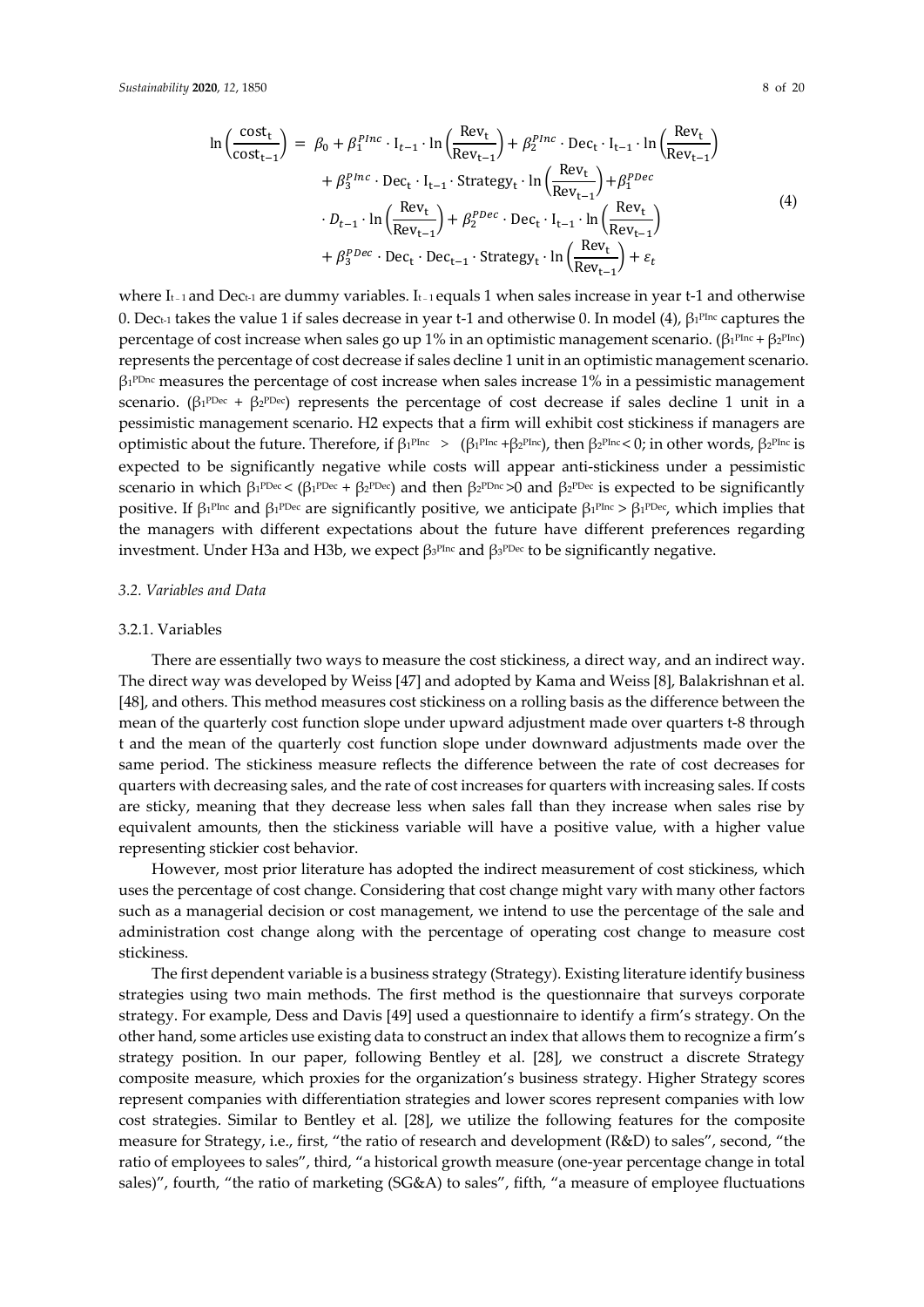$$\ln\left(\frac{\text{cost}_t}{\text{cost}_{t-1}}\right) = \beta_0 + \beta_1^{PInc} \cdot \text{I}_{t-1} \cdot \ln\left(\frac{\text{Rev}_t}{\text{Rev}_{t-1}}\right) + \beta_2^{PInc} \cdot \text{Dec}_t \cdot \text{I}_{t-1} \cdot \ln\left(\frac{\text{Rev}_t}{\text{Rev}_{t-1}}\right) + \beta_3^{PInc} \cdot \text{Dec}_t \cdot \text{I}_{t-1} \cdot \text{Strategy}_t \cdot \ln\left(\frac{\text{Rev}_t}{\text{Rev}_{t-1}}\right) + \beta_1^{PDec} \cdot D_{t-1} \cdot \ln\left(\frac{\text{Rev}_t}{\text{Rev}_{t-1}}\right) + \beta_2^{PDec} \cdot \text{Dec}_t \cdot \text{I}_{t-1} \cdot \ln\left(\frac{\text{Rev}_t}{\text{Rev}_{t-1}}\right) + \beta_3^{PDec} \cdot \text{Dec}_t \cdot \text{Dec}_{t-1} \cdot \text{Strategy}_t \cdot \ln\left(\frac{\text{Rev}_t}{\text{Rev}_{t-1}}\right) + \varepsilon_t \quad (4)$$

where $I_{t-1}$ and $Dec_{t-1}$ are dummy variables. $I_{t-1}$ equals 1 when sales increase in year t-1 and otherwise 0. $Dec_{t-1}$ takes the value 1 if sales decrease in year t-1 and otherwise 0. In model (4), $\beta_1^{PInc}$ captures the percentage of cost increase when sales go up 1% in an optimistic management scenario. ($\beta_1^{PInc} + \beta_2^{PInc}$) represents the percentage of cost decrease if sales decline 1 unit in an optimistic management scenario. $\beta_1^{PDnc}$ measures the percentage of cost increase when sales increase 1% in a pessimistic management scenario. ($\beta_1^{PDec} + \beta_2^{PDec}$) represents the percentage of cost decrease if sales decline 1 unit in a pessimistic management scenario. H2 expects that a firm will exhibit cost stickiness if managers are optimistic about the future. Therefore, if $\beta_1^{PInc} > (\beta_1^{PInc} + \beta_2^{PInc})$, then $\beta_2^{PInc} < 0$; in other words, $\beta_2^{PInc}$ is expected to be significantly negative while costs will appear anti-stickiness under a pessimistic scenario in which $\beta_1^{PDec} < (\beta_1^{PDec} + \beta_2^{PDec})$ and then $\beta_2^{PDnc} > 0$ and $\beta_2^{PDec}$ is expected to be significantly positive. If $\beta_1^{PInc}$ and $\beta_1^{PDec}$ are significantly positive, we anticipate $\beta_1^{PInc} > \beta_1^{PDec}$, which implies that the managers with different expectations about the future have different preferences regarding investment. Under H3a and H3b, we expect $\beta_3^{PInc}$ and $\beta_3^{PDec}$ to be significantly negative.

### *3.2. Variables and Data*

#### 3.2.1. Variables

There are essentially two ways to measure the cost stickiness, a direct way, and an indirect way. The direct way was developed by Weiss [47] and adopted by Kama and Weiss [8], Balakrishnan et al. [48], and others. This method measures cost stickiness on a rolling basis as the difference between the mean of the quarterly cost function slope under upward adjustment made over quarters t-8 through t and the mean of the quarterly cost function slope under downward adjustments made over the same period. The stickiness measure reflects the difference between the rate of cost decreases for quarters with decreasing sales, and the rate of cost increases for quarters with increasing sales. If costs are sticky, meaning that they decrease less when sales fall than they increase when sales rise by equivalent amounts, then the stickiness variable will have a positive value, with a higher value representing stickier cost behavior.

However, most prior literature has adopted the indirect measurement of cost stickiness, which uses the percentage of cost change. Considering that cost change might vary with many other factors such as a managerial decision or cost management, we intend to use the percentage of the sale and administration cost change along with the percentage of operating cost change to measure cost stickiness.

The first dependent variable is a business strategy (Strategy). Existing literature identify business strategies using two main methods. The first method is the questionnaire that surveys corporate strategy. For example, Dess and Davis [49] used a questionnaire to identify a firm's strategy. On the other hand, some articles use existing data to construct an index that allows them to recognize a firm's strategy position. In our paper, following Bentley et al. [28], we construct a discrete Strategy composite measure, which proxies for the organization's business strategy. Higher Strategy scores represent companies with differentiation strategies and lower scores represent companies with low cost strategies. Similar to Bentley et al. [28], we utilize the following features for the composite measure for Strategy, i.e., first, "the ratio of research and development (R&D) to sales", second, "the ratio of employees to sales", third, "a historical growth measure (one-year percentage change in total sales)", fourth, "the ratio of marketing (SG&A) to sales", fifth, "a measure of employee fluctuations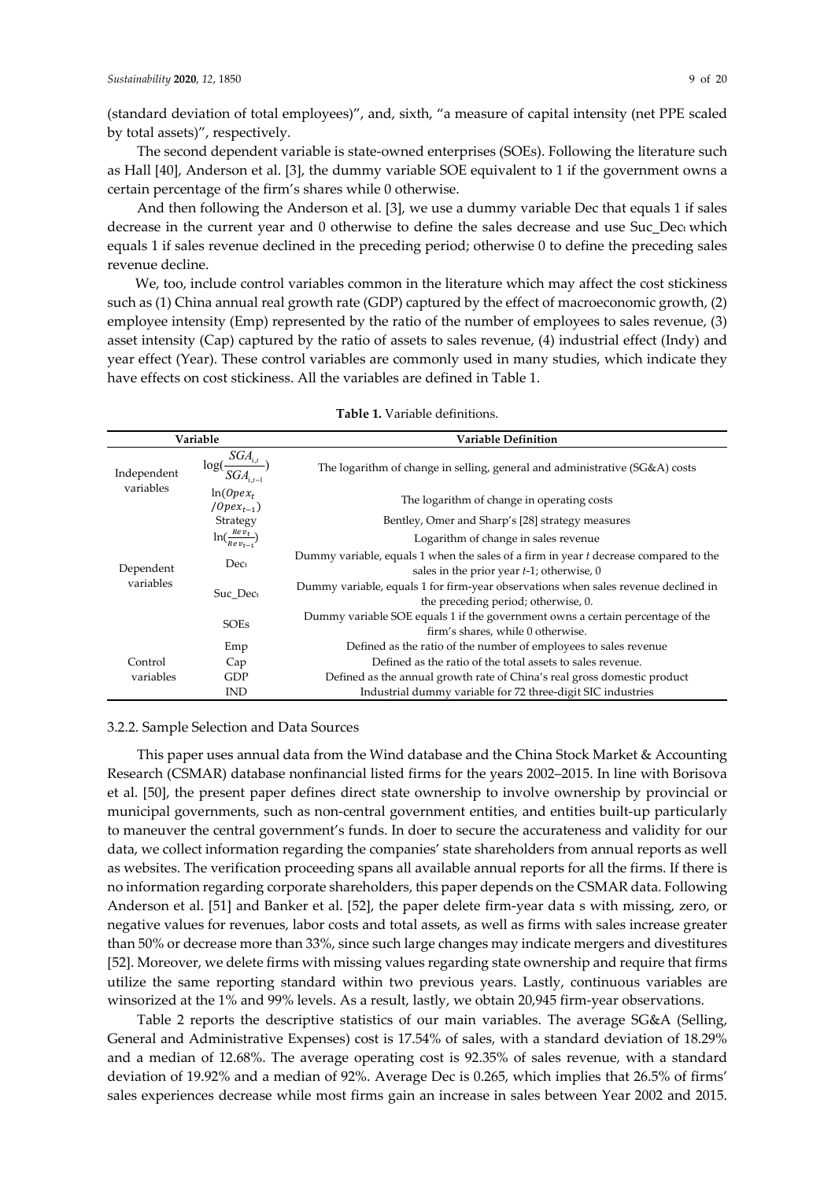(standard deviation of total employees)", and, sixth, "a measure of capital intensity (net PPE scaled by total assets)", respectively.

The second dependent variable is state-owned enterprises (SOEs). Following the literature such as Hall [40], Anderson et al. [3], the dummy variable SOE equivalent to 1 if the government owns a certain percentage of the firm's shares while 0 otherwise.

And then following the Anderson et al. [3], we use a dummy variable Dec that equals 1 if sales decrease in the current year and 0 otherwise to define the sales decrease and use $Suc\_Dec_t$ which equals 1 if sales revenue declined in the preceding period; otherwise 0 to define the preceding sales revenue decline.

We, too, include control variables common in the literature which may affect the cost stickiness such as (1) China annual real growth rate (GDP) captured by the effect of macroeconomic growth, (2) employee intensity (Emp) represented by the ratio of the number of employees to sales revenue, (3) asset intensity (Cap) captured by the ratio of assets to sales revenue, (4) industrial effect (Indy) and year effect (Year). These control variables are commonly used in many studies, which indicate they have effects on cost stickiness. All the variables are defined in Table 1.

**Table 1.** Variable definitions.

| Variable | | Variable Definition |
|---|---|---|
| Independent variables | $\log(\frac{SGA_{i,t}}{SGA_{i,t-1}})$ | The logarithm of change in selling, general and administrative (SG&A) costs |
| | $\ln(Opex_t/Opex_{t-1})$ | The logarithm of change in operating costs |
| Dependent variables | Strategy | Bentley, Omer and Sharp's [28] strategy measures |
| | $\ln(\frac{Rev_t}{Rev_{t-1}})$ | Logarithm of change in sales revenue |
| | $Dec_t$ | Dummy variable, equals 1 when the sales of a firm in year *t* decrease compared to the sales in the prior year *t*-1; otherwise, 0 |
| | $Suc\_Dec_t$ | Dummy variable, equals 1 for firm-year observations when sales revenue declined in the preceding period; otherwise, 0. |
| | SOEs | Dummy variable SOE equals 1 if the government owns a certain percentage of the firm's shares, while 0 otherwise. |
| Control variables | Emp | Defined as the ratio of the number of employees to sales revenue |
| | Cap | Defined as the ratio of the total assets to sales revenue. |
| | GDP | Defined as the annual growth rate of China's real gross domestic product |
| | IND | Industrial dummy variable for 72 three-digit SIC industries |

3.2.2. Sample Selection and Data Sources

This paper uses annual data from the Wind database and the China Stock Market & Accounting Research (CSMAR) database nonfinancial listed firms for the years 2002–2015. In line with Borisova et al. [50], the present paper defines direct state ownership to involve ownership by provincial or municipal governments, such as non-central government entities, and entities built-up particularly to maneuver the central government's funds. In doer to secure the accurateness and validity for our data, we collect information regarding the companies' state shareholders from annual reports as well as websites. The verification proceeding spans all available annual reports for all the firms. If there is no information regarding corporate shareholders, this paper depends on the CSMAR data. Following Anderson et al. [51] and Banker et al. [52], the paper delete firm-year data s with missing, zero, or negative values for revenues, labor costs and total assets, as well as firms with sales increase greater than 50% or decrease more than 33%, since such large changes may indicate mergers and divestitures [52]. Moreover, we delete firms with missing values regarding state ownership and require that firms utilize the same reporting standard within two previous years. Lastly, continuous variables are winsorized at the 1% and 99% levels. As a result, lastly, we obtain 20,945 firm-year observations.

Table 2 reports the descriptive statistics of our main variables. The average SG&A (Selling, General and Administrative Expenses) cost is 17.54% of sales, with a standard deviation of 18.29% and a median of 12.68%. The average operating cost is 92.35% of sales revenue, with a standard deviation of 19.92% and a median of 92%. Average Dec is 0.265, which implies that 26.5% of firms' sales experiences decrease while most firms gain an increase in sales between Year 2002 and 2015.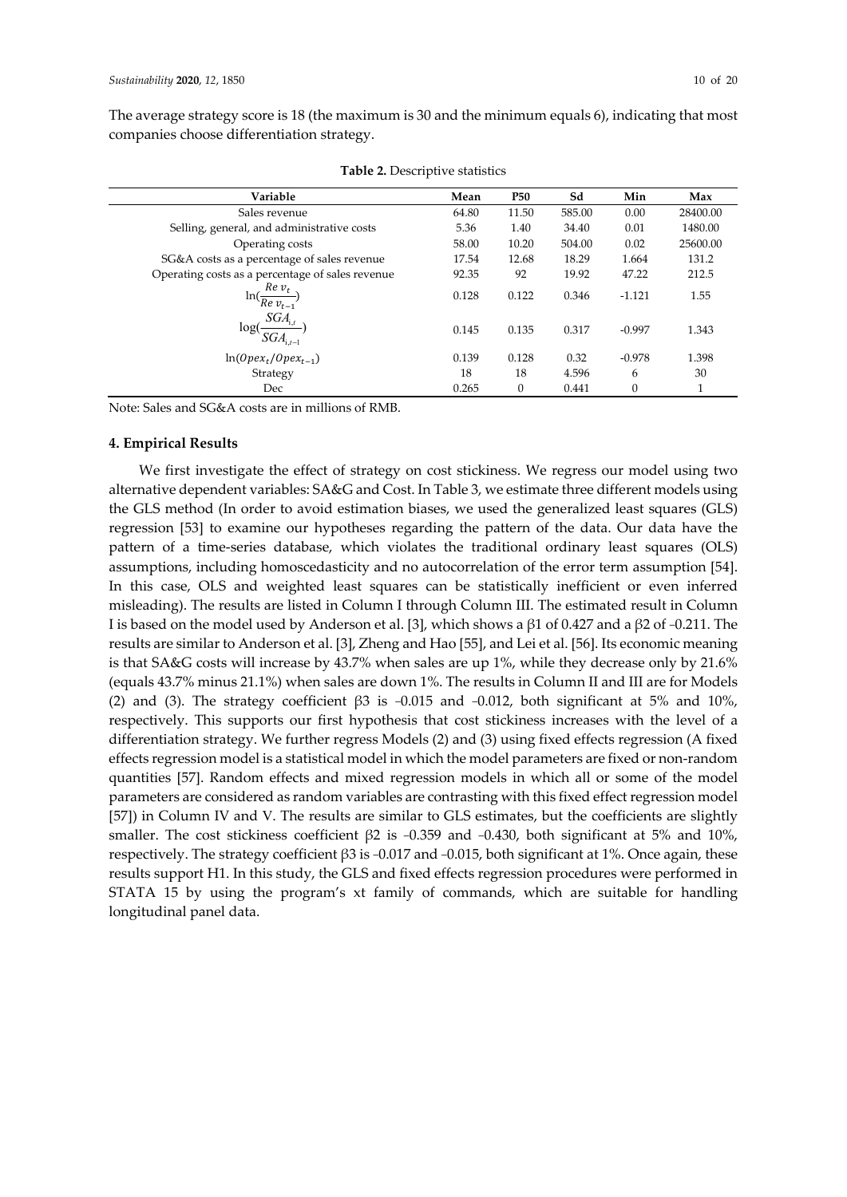The average strategy score is 18 (the maximum is 30 and the minimum equals 6), indicating that most companies choose differentiation strategy.

**Table 2.** Descriptive statistics

| Variable | Mean | P50 | Sd | Min | Max |
|---|---|---|---|---|---|
| Sales revenue | 64.80 | 11.50 | 585.00 | 0.00 | 28400.00 |
| Selling, general, and administrative costs | 5.36 | 1.40 | 34.40 | 0.01 | 1480.00 |
| Operating costs | 58.00 | 10.20 | 504.00 | 0.02 | 25600.00 |
| SG&A costs as a percentage of sales revenue | 17.54 | 12.68 | 18.29 | 1.664 | 131.2 |
| Operating costs as a percentage of sales revenue | 92.35 | 92 | 19.92 | 47.22 | 212.5 |
| $\ln(\frac{Rev_t}{Rev_{t-1}})$ | 0.128 | 0.122 | 0.346 | -1.121 | 1.55 |
| $\log(\frac{SGA_{i,t}}{SGA_{i,t-1}})$ | 0.145 | 0.135 | 0.317 | -0.997 | 1.343 |
| $\ln(Opex_t/Opex_{t-1})$ | 0.139 | 0.128 | 0.32 | -0.978 | 1.398 |
| Strategy | 18 | 18 | 4.596 | 6 | 30 |
| Dec | 0.265 | 0 | 0.441 | 0 | 1 |

Note: Sales and SG&A costs are in millions of RMB.

## 4. Empirical Results

We first investigate the effect of strategy on cost stickiness. We regress our model using two alternative dependent variables: SA&G and Cost. In Table 3, we estimate three different models using the GLS method (In order to avoid estimation biases, we used the generalized least squares (GLS) regression [53] to examine our hypotheses regarding the pattern of the data. Our data have the pattern of a time-series database, which violates the traditional ordinary least squares (OLS) assumptions, including homoscedasticity and no autocorrelation of the error term assumption [54]. In this case, OLS and weighted least squares can be statistically inefficient or even inferred misleading). The results are listed in Column I through Column III. The estimated result in Column I is based on the model used by Anderson et al. [3], which shows a β1 of 0.427 and a β2 of −0.211. The results are similar to Anderson et al. [3], Zheng and Hao [55], and Lei et al. [56]. Its economic meaning is that SA&G costs will increase by 43.7% when sales are up 1%, while they decrease only by 21.6% (equals 43.7% minus 21.1%) when sales are down 1%. The results in Column II and III are for Models (2) and (3). The strategy coefficient β3 is −0.015 and −0.012, both significant at 5% and 10%, respectively. This supports our first hypothesis that cost stickiness increases with the level of a differentiation strategy. We further regress Models (2) and (3) using fixed effects regression (A fixed effects regression model is a statistical model in which the model parameters are fixed or non-random quantities [57]. Random effects and mixed regression models in which all or some of the model parameters are considered as random variables are contrasting with this fixed effect regression model [57]) in Column IV and V. The results are similar to GLS estimates, but the coefficients are slightly smaller. The cost stickiness coefficient β2 is −0.359 and −0.430, both significant at 5% and 10%, respectively. The strategy coefficient β3 is −0.017 and −0.015, both significant at 1%. Once again, these results support H1. In this study, the GLS and fixed effects regression procedures were performed in STATA 15 by using the program's xt family of commands, which are suitable for handling longitudinal panel data.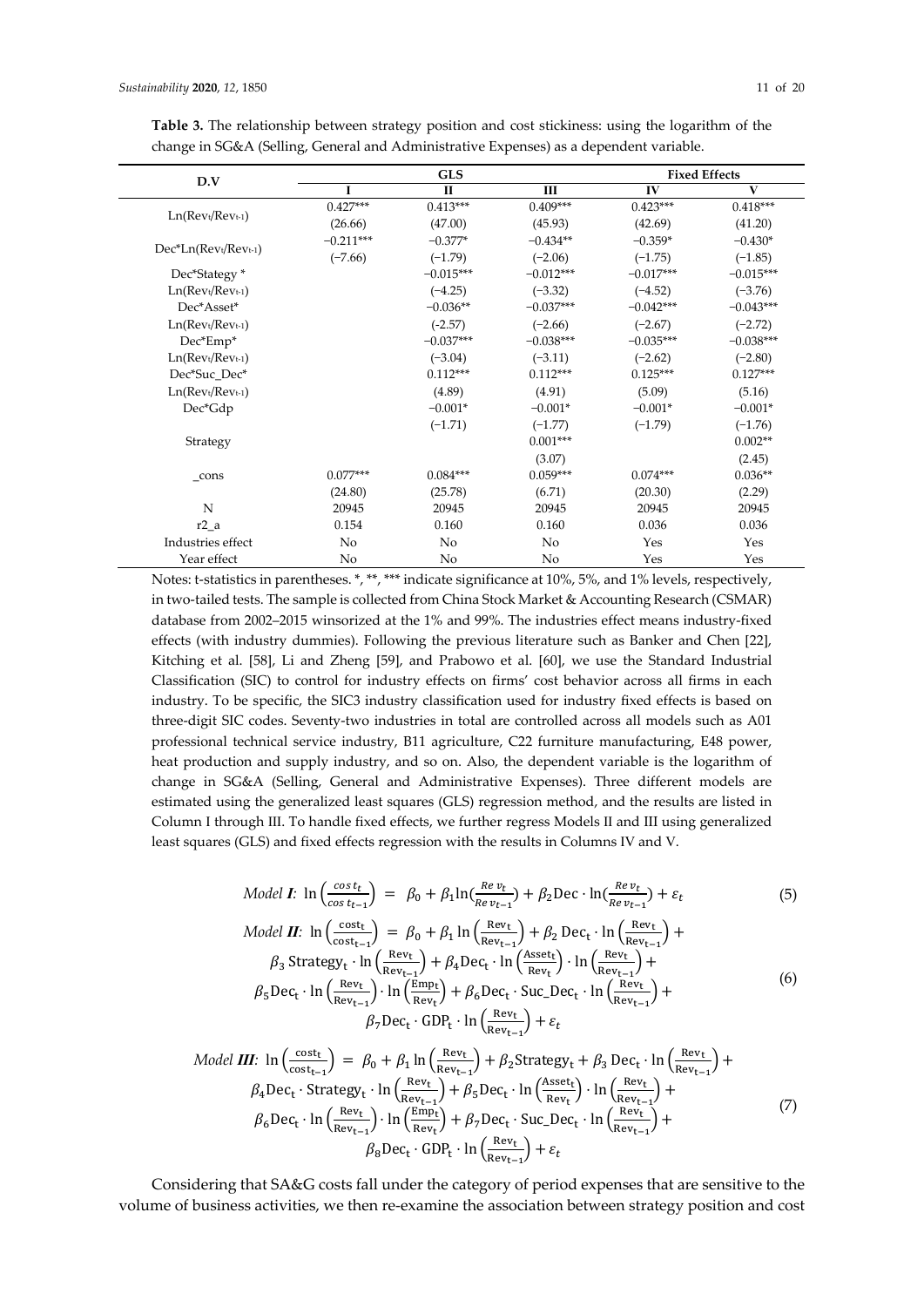**Table 3.** The relationship between strategy position and cost stickiness: using the logarithm of the change in SG&A (Selling, General and Administrative Expenses) as a dependent variable.

| D.V | GLS | | | Fixed Effects | |
|---|---|---|---|---|---|
| | I | II | III | IV | V |
| $\text{Ln}(\text{Rev}_t/\text{Rev}_{t-1})$ | 0.427*** | 0.413*** | 0.409*** | 0.423*** | 0.418*** |
| | (26.66) | (47.00) | (45.93) | (42.69) | (41.20) |
| $\text{Dec*Ln}(\text{Rev}_t/\text{Rev}_{t-1})$ | −0.211*** | −0.377* | −0.434** | −0.359* | −0.430* |
| | (−7.66) | (−1.79) | (−2.06) | (−1.75) | (−1.85) |
| Dec*Stategy * $\text{Ln}(\text{Rev}_t/\text{Rev}_{t-1})$ | | −0.015*** | −0.012*** | −0.017*** | −0.015*** |
| | | (−4.25) | (−3.32) | (−4.52) | (−3.76) |
| Dec*Asset* $\text{Ln}(\text{Rev}_t/\text{Rev}_{t-1})$ | | −0.036** | −0.037*** | −0.042*** | −0.043*** |
| | | (−2.57) | (−2.66) | (−2.67) | (−2.72) |
| Dec*Emp* $\text{Ln}(\text{Rev}_t/\text{Rev}_{t-1})$ | | −0.037*** | −0.038*** | −0.035*** | −0.038*** |
| | | (−3.04) | (−3.11) | (−2.62) | (−2.80) |
| Dec*Suc_Dec* $\text{Ln}(\text{Rev}_t/\text{Rev}_{t-1})$ | | 0.112*** | 0.112*** | 0.125*** | 0.127*** |
| | | (4.89) | (4.91) | (5.09) | (5.16) |
| Dec*Gdp | | −0.001* | −0.001* | −0.001* | −0.001* |
| | | (−1.71) | (−1.77) | (−1.79) | (−1.76) |
| Strategy | | | 0.001*** | | 0.002** |
| | | | (3.07) | | (2.45) |
| _cons | 0.077*** | 0.084*** | 0.059*** | 0.074*** | 0.036** |
| | (24.80) | (25.78) | (6.71) | (20.30) | (2.29) |
| N | 20945 | 20945 | 20945 | 20945 | 20945 |
| r2_a | 0.154 | 0.160 | 0.160 | 0.036 | 0.036 |
| Industries effect | No | No | No | Yes | Yes |
| Year effect | No | No | No | Yes | Yes |

Notes: t-statistics in parentheses. *, **, *** indicate significance at 10%, 5%, and 1% levels, respectively, in two-tailed tests. The sample is collected from China Stock Market & Accounting Research (CSMAR) database from 2002–2015 winsorized at the 1% and 99%. The industries effect means industry-fixed effects (with industry dummies). Following the previous literature such as Banker and Chen [22], Kitching et al. [58], Li and Zheng [59], and Prabowo et al. [60], we use the Standard Industrial Classification (SIC) to control for industry effects on firms' cost behavior across all firms in each industry. To be specific, the SIC3 industry classification used for industry fixed effects is based on three-digit SIC codes. Seventy-two industries in total are controlled across all models such as A01 professional technical service industry, B11 agriculture, C22 furniture manufacturing, E48 power, heat production and supply industry, and so on. Also, the dependent variable is the logarithm of change in SG&A (Selling, General and Administrative Expenses). Three different models are estimated using the generalized least squares (GLS) regression method, and the results are listed in Column I through III. To handle fixed effects, we further regress Models II and III using generalized least squares (GLS) and fixed effects regression with the results in Columns IV and V.

$$\textit{Model } \textbf{\textit{I}}\text{:}\ \ln\left(\frac{cost_t}{cost_{t-1}}\right) = \beta_0 + \beta_1 \ln\left(\frac{Rev_t}{Rev_{t-1}}\right) + \beta_2 \text{Dec} \cdot \ln\left(\frac{Rev_t}{Rev_{t-1}}\right) + \varepsilon_t \tag{5}$$

$$\begin{aligned}\textit{Model } \textbf{\textit{II}}\text{:}\ \ln\left(\frac{\text{cost}_t}{\text{cost}_{t-1}}\right) = {} & \beta_0 + \beta_1 \ln\left(\frac{\text{Rev}_t}{\text{Rev}_{t-1}}\right) + \beta_2\, \text{Dec}_t \cdot \ln\left(\frac{\text{Rev}_t}{\text{Rev}_{t-1}}\right) + \\ & \beta_3\, \text{Strategy}_t \cdot \ln\left(\frac{\text{Rev}_t}{\text{Rev}_{t-1}}\right) + \beta_4 \text{Dec}_t \cdot \ln\left(\frac{\text{Asset}_t}{\text{Rev}_t}\right) \cdot \ln\left(\frac{\text{Rev}_t}{\text{Rev}_{t-1}}\right) + \\ & \beta_5 \text{Dec}_t \cdot \ln\left(\frac{\text{Rev}_t}{\text{Rev}_{t-1}}\right) \cdot \ln\left(\frac{\text{Emp}_t}{\text{Rev}_t}\right) + \beta_6 \text{Dec}_t \cdot \text{Suc\_Dec}_t \cdot \ln\left(\frac{\text{Rev}_t}{\text{Rev}_{t-1}}\right) + \\ & \beta_7 \text{Dec}_t \cdot \text{GDP}_t \cdot \ln\left(\frac{\text{Rev}_t}{\text{Rev}_{t-1}}\right) + \varepsilon_t\end{aligned} \tag{6}$$

$$\begin{aligned}\textit{Model } \textbf{\textit{III}}\text{:}\ \ln\left(\frac{\text{cost}_t}{\text{cost}_{t-1}}\right) = {} & \beta_0 + \beta_1 \ln\left(\frac{\text{Rev}_t}{\text{Rev}_{t-1}}\right) + \beta_2 \text{Strategy}_t + \beta_3\, \text{Dec}_t \cdot \ln\left(\frac{\text{Rev}_t}{\text{Rev}_{t-1}}\right) + \\ & \beta_4 \text{Dec}_t \cdot \text{Strategy}_t \cdot \ln\left(\frac{\text{Rev}_t}{\text{Rev}_{t-1}}\right) + \beta_5 \text{Dec}_t \cdot \ln\left(\frac{\text{Asset}_t}{\text{Rev}_t}\right) \cdot \ln\left(\frac{\text{Rev}_t}{\text{Rev}_{t-1}}\right) + \\ & \beta_6 \text{Dec}_t \cdot \ln\left(\frac{\text{Rev}_t}{\text{Rev}_{t-1}}\right) \cdot \ln\left(\frac{\text{Emp}_t}{\text{Rev}_t}\right) + \beta_7 \text{Dec}_t \cdot \text{Suc\_Dec}_t \cdot \ln\left(\frac{\text{Rev}_t}{\text{Rev}_{t-1}}\right) + \\ & \beta_8 \text{Dec}_t \cdot \text{GDP}_t \cdot \ln\left(\frac{\text{Rev}_t}{\text{Rev}_{t-1}}\right) + \varepsilon_t\end{aligned} \tag{7}$$

Considering that SA&G costs fall under the category of period expenses that are sensitive to the volume of business activities, we then re-examine the association between strategy position and cost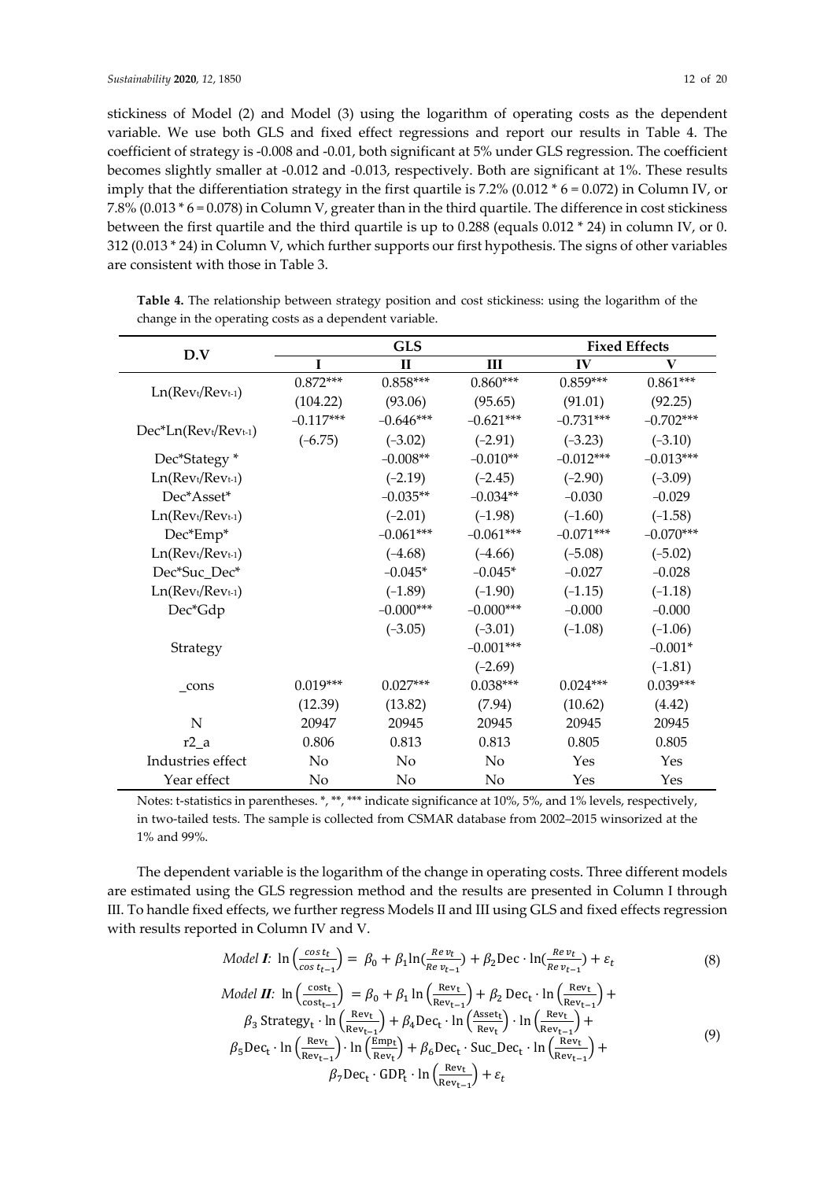stickiness of Model (2) and Model (3) using the logarithm of operating costs as the dependent variable. We use both GLS and fixed effect regressions and report our results in Table 4. The coefficient of strategy is -0.008 and -0.01, both significant at 5% under GLS regression. The coefficient becomes slightly smaller at -0.012 and -0.013, respectively. Both are significant at 1%. These results imply that the differentiation strategy in the first quartile is 7.2% (0.012 * 6 = 0.072) in Column IV, or 7.8% (0.013 * 6 = 0.078) in Column V, greater than in the third quartile. The difference in cost stickiness between the first quartile and the third quartile is up to 0.288 (equals 0.012 * 24) in column IV, or 0. 312 (0.013 * 24) in Column V, which further supports our first hypothesis. The signs of other variables are consistent with those in Table 3.

**Table 4.** The relationship between strategy position and cost stickiness: using the logarithm of the change in the operating costs as a dependent variable.

| D.V | GLS | | | Fixed Effects | |
|---|---|---|---|---|---|
| | I | II | III | IV | V |
| $Ln(Rev_t/Rev_{t-1})$ | 0.872*** | 0.858*** | 0.860*** | 0.859*** | 0.861*** |
| | (104.22) | (93.06) | (95.65) | (91.01) | (92.25) |
| $Dec*Ln(Rev_t/Rev_{t-1})$ | −0.117*** | −0.646*** | −0.621*** | −0.731*** | −0.702*** |
| | (−6.75) | (−3.02) | (−2.91) | (−3.23) | (−3.10) |
| Dec*Stategy * $Ln(Rev_t/Rev_{t-1})$ | | −0.008** | −0.010** | −0.012*** | −0.013*** |
| | | (−2.19) | (−2.45) | (−2.90) | (−3.09) |
| Dec*Asset* $Ln(Rev_t/Rev_{t-1})$ | | −0.035** | −0.034** | −0.030 | −0.029 |
| | | (−2.01) | (−1.98) | (−1.60) | (−1.58) |
| Dec*Emp* $Ln(Rev_t/Rev_{t-1})$ | | −0.061*** | −0.061*** | −0.071*** | −0.070*** |
| | | (−4.68) | (−4.66) | (−5.08) | (−5.02) |
| Dec*Suc_Dec* $Ln(Rev_t/Rev_{t-1})$ | | −0.045* | −0.045* | −0.027 | −0.028 |
| | | (−1.89) | (−1.90) | (−1.15) | (−1.18) |
| Dec*Gdp | | −0.000*** | −0.000*** | −0.000 | −0.000 |
| | | (−3.05) | (−3.01) | (−1.08) | (−1.06) |
| Strategy | | | −0.001*** | | −0.001* |
| | | | (−2.69) | | (−1.81) |
| _cons | 0.019*** | 0.027*** | 0.038*** | 0.024*** | 0.039*** |
| | (12.39) | (13.82) | (7.94) | (10.62) | (4.42) |
| N | 20947 | 20945 | 20945 | 20945 | 20945 |
| r2_a | 0.806 | 0.813 | 0.813 | 0.805 | 0.805 |
| Industries effect | No | No | No | Yes | Yes |
| Year effect | No | No | No | Yes | Yes |

Notes: t-statistics in parentheses. *, **, *** indicate significance at 10%, 5%, and 1% levels, respectively, in two-tailed tests. The sample is collected from CSMAR database from 2002–2015 winsorized at the 1% and 99%.

The dependent variable is the logarithm of the change in operating costs. Three different models are estimated using the GLS regression method and the results are presented in Column I through III. To handle fixed effects, we further regress Models II and III using GLS and fixed effects regression with results reported in Column IV and V.

$$\textit{Model } \boldsymbol{I}\text{: } \ln\left(\frac{cost_t}{cost_{t-1}}\right) = \beta_0 + \beta_1 \ln\left(\frac{Rev_t}{Rev_{t-1}}\right) + \beta_2 \mathrm{Dec} \cdot \ln\left(\frac{Rev_t}{Rev_{t-1}}\right) + \varepsilon_t \quad (8)$$

$$\begin{aligned} \textit{Model } \boldsymbol{II}\text{: } \ln\left(\frac{\mathrm{cost_t}}{\mathrm{cost_{t-1}}}\right) &= \beta_0 + \beta_1 \ln\left(\frac{\mathrm{Rev_t}}{\mathrm{Rev_{t-1}}}\right) + \beta_2 \,\mathrm{Dec_t} \cdot \ln\left(\frac{\mathrm{Rev_t}}{\mathrm{Rev_{t-1}}}\right) + \\ &\beta_3 \,\mathrm{Strategy_t} \cdot \ln\left(\frac{\mathrm{Rev_t}}{\mathrm{Rev_{t-1}}}\right) + \beta_4 \mathrm{Dec_t} \cdot \ln\left(\frac{\mathrm{Asset_t}}{\mathrm{Rev_t}}\right) \cdot \ln\left(\frac{\mathrm{Rev_t}}{\mathrm{Rev_{t-1}}}\right) + \\ &\beta_5 \mathrm{Dec_t} \cdot \ln\left(\frac{\mathrm{Rev_t}}{\mathrm{Rev_{t-1}}}\right) \cdot \ln\left(\frac{\mathrm{Emp_t}}{\mathrm{Rev_t}}\right) + \beta_6 \mathrm{Dec_t} \cdot \mathrm{Suc\_Dec_t} \cdot \ln\left(\frac{\mathrm{Rev_t}}{\mathrm{Rev_{t-1}}}\right) + \\ &\beta_7 \mathrm{Dec_t} \cdot \mathrm{GDP_t} \cdot \ln\left(\frac{\mathrm{Rev_t}}{\mathrm{Rev_{t-1}}}\right) + \varepsilon_t \end{aligned} \quad (9)$$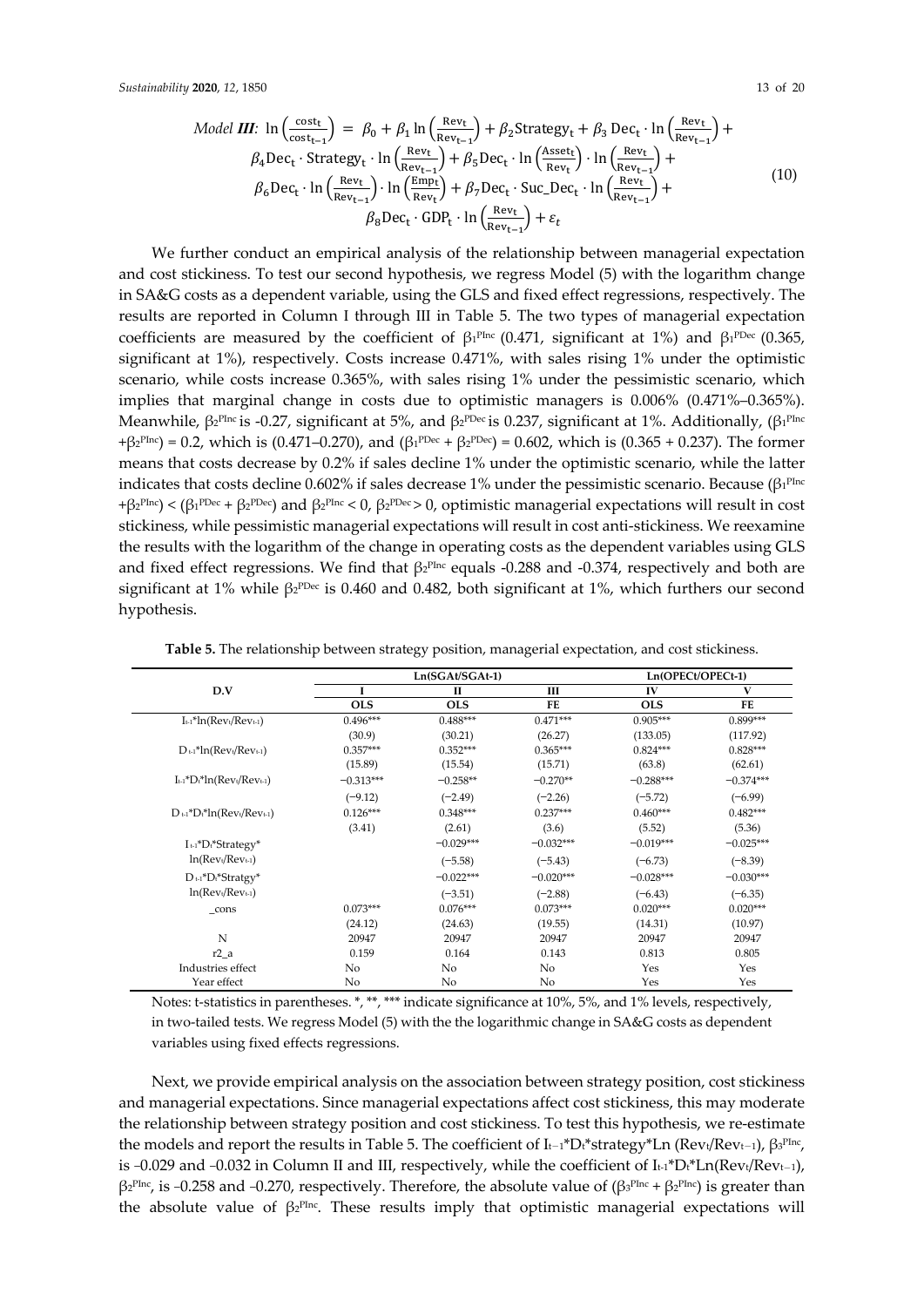*Model **III**:*

$$\ln\left(\frac{\text{cost}_t}{\text{cost}_{t-1}}\right) = \beta_0 + \beta_1 \ln\left(\frac{\text{Rev}_t}{\text{Rev}_{t-1}}\right) + \beta_2 \text{Strategy}_t + \beta_3 \text{Dec}_t \cdot \ln\left(\frac{\text{Rev}_t}{\text{Rev}_{t-1}}\right) + \beta_4 \text{Dec}_t \cdot \text{Strategy}_t \cdot \ln\left(\frac{\text{Rev}_t}{\text{Rev}_{t-1}}\right) + \beta_5 \text{Dec}_t \cdot \ln\left(\frac{\text{Asset}_t}{\text{Rev}_t}\right) \cdot \ln\left(\frac{\text{Rev}_t}{\text{Rev}_{t-1}}\right) + \beta_6 \text{Dec}_t \cdot \ln\left(\frac{\text{Rev}_t}{\text{Rev}_{t-1}}\right) \cdot \ln\left(\frac{\text{Emp}_t}{\text{Rev}_t}\right) + \beta_7 \text{Dec}_t \cdot \text{Suc\_Dec}_t \cdot \ln\left(\frac{\text{Rev}_t}{\text{Rev}_{t-1}}\right) + \beta_8 \text{Dec}_t \cdot \text{GDP}_t \cdot \ln\left(\frac{\text{Rev}_t}{\text{Rev}_{t-1}}\right) + \varepsilon_t \quad (10)$$

We further conduct an empirical analysis of the relationship between managerial expectation and cost stickiness. To test our second hypothesis, we regress Model (5) with the logarithm change in SA&G costs as a dependent variable, using the GLS and fixed effect regressions, respectively. The results are reported in Column I through III in Table 5. The two types of managerial expectation coefficients are measured by the coefficient of $\beta_1^{PInc}$ (0.471, significant at 1%) and $\beta_1^{PDec}$ (0.365, significant at 1%), respectively. Costs increase 0.471%, with sales rising 1% under the optimistic scenario, while costs increase 0.365%, with sales rising 1% under the pessimistic scenario, which implies that marginal change in costs due to optimistic managers is 0.006% (0.471%–0.365%). Meanwhile, $\beta_2^{PInc}$ is -0.27, significant at 5%, and $\beta_2^{PDec}$ is 0.237, significant at 1%. Additionally, ($\beta_1^{PInc}$ +$\beta_2^{PInc}$) = 0.2, which is (0.471–0.270), and ($\beta_1^{PDec}$ + $\beta_2^{PDec}$) = 0.602, which is (0.365 + 0.237). The former means that costs decrease by 0.2% if sales decline 1% under the optimistic scenario, while the latter indicates that costs decline 0.602% if sales decrease 1% under the pessimistic scenario. Because ($\beta_1^{PInc}$ +$\beta_2^{PInc}$) < ($\beta_1^{PDec}$ + $\beta_2^{PDec}$) and $\beta_2^{PInc} < 0$, $\beta_2^{PDec} > 0$, optimistic managerial expectations will result in cost stickiness, while pessimistic managerial expectations will result in cost anti-stickiness. We reexamine the results with the logarithm of the change in operating costs as the dependent variables using GLS and fixed effect regressions. We find that $\beta_2^{PInc}$ equals -0.288 and -0.374, respectively and both are significant at 1% while $\beta_2^{PDec}$ is 0.460 and 0.482, both significant at 1%, which furthers our second hypothesis.

**Table 5.** The relationship between strategy position, managerial expectation, and cost stickiness.

| D.V | Ln(SGAt/SGAt-1) | | | Ln(OPECt/OPECt-1) | |
|---|---|---|---|---|---|
| | I | II | III | IV | V |
| | OLS | OLS | FE | OLS | FE |
| $I_{t-1}$*ln($Rev_t$/$Rev_{t-1}$) | 0.496*** | 0.488*** | 0.471*** | 0.905*** | 0.899*** |
| | (30.9) | (30.21) | (26.27) | (133.05) | (117.92) |
| $D_{t-1}$*ln($Rev_t$/$Rev_{t-1}$) | 0.357*** | 0.352*** | 0.365*** | 0.824*** | 0.828*** |
| | (15.89) | (15.54) | (15.71) | (63.8) | (62.61) |
| $I_{t-1}$*$D_t$*ln($Rev_t$/$Rev_{t-1}$) | −0.313*** | −0.258** | −0.270** | −0.288*** | −0.374*** |
| | (−9.12) | (−2.49) | (−2.26) | (−5.72) | (−6.99) |
| $D_{t-1}$*$D_t$*ln($Rev_t$/$Rev_{t-1}$) | 0.126*** | 0.348*** | 0.237*** | 0.460*** | 0.482*** |
| | (3.41) | (2.61) | (3.6) | (5.52) | (5.36) |
| $I_{t-1}$*$D_t$*Strategy* ln($Rev_t$/$Rev_{t-1}$) | | −0.029*** | −0.032*** | −0.019*** | −0.025*** |
| | | (−5.58) | (−5.43) | (−6.73) | (−8.39) |
| $D_{t-1}$*$D_t$*Stratgy* ln($Rev_t$/$Rev_{t-1}$) | | −0.022*** | −0.020*** | −0.028*** | −0.030*** |
| | | (−3.51) | (−2.88) | (−6.43) | (−6.35) |
| _cons | 0.073*** | 0.076*** | 0.073*** | 0.020*** | 0.020*** |
| | (24.12) | (24.63) | (19.55) | (14.31) | (10.97) |
| N | 20947 | 20947 | 20947 | 20947 | 20947 |
| r2_a | 0.159 | 0.164 | 0.143 | 0.813 | 0.805 |
| Industries effect | No | No | No | Yes | Yes |
| Year effect | No | No | No | Yes | Yes |

Notes: t-statistics in parentheses. *, **, *** indicate significance at 10%, 5%, and 1% levels, respectively, in two-tailed tests. We regress Model (5) with the the logarithmic change in SA&G costs as dependent variables using fixed effects regressions.

Next, we provide empirical analysis on the association between strategy position, cost stickiness and managerial expectations. Since managerial expectations affect cost stickiness, this may moderate the relationship between strategy position and cost stickiness. To test this hypothesis, we re-estimate the models and report the results in Table 5. The coefficient of $I_{t-1}$*$D_t$*strategy*Ln ($Rev_t$/$Rev_{t-1}$), $\beta_3^{PInc}$, is –0.029 and –0.032 in Column II and III, respectively, while the coefficient of $I_{t-1}$*$D_t$*Ln($Rev_t$/$Rev_{t-1}$), $\beta_2^{PInc}$, is –0.258 and –0.270, respectively. Therefore, the absolute value of ($\beta_3^{PInc}$ + $\beta_2^{PInc}$) is greater than the absolute value of $\beta_2^{PInc}$. These results imply that optimistic managerial expectations will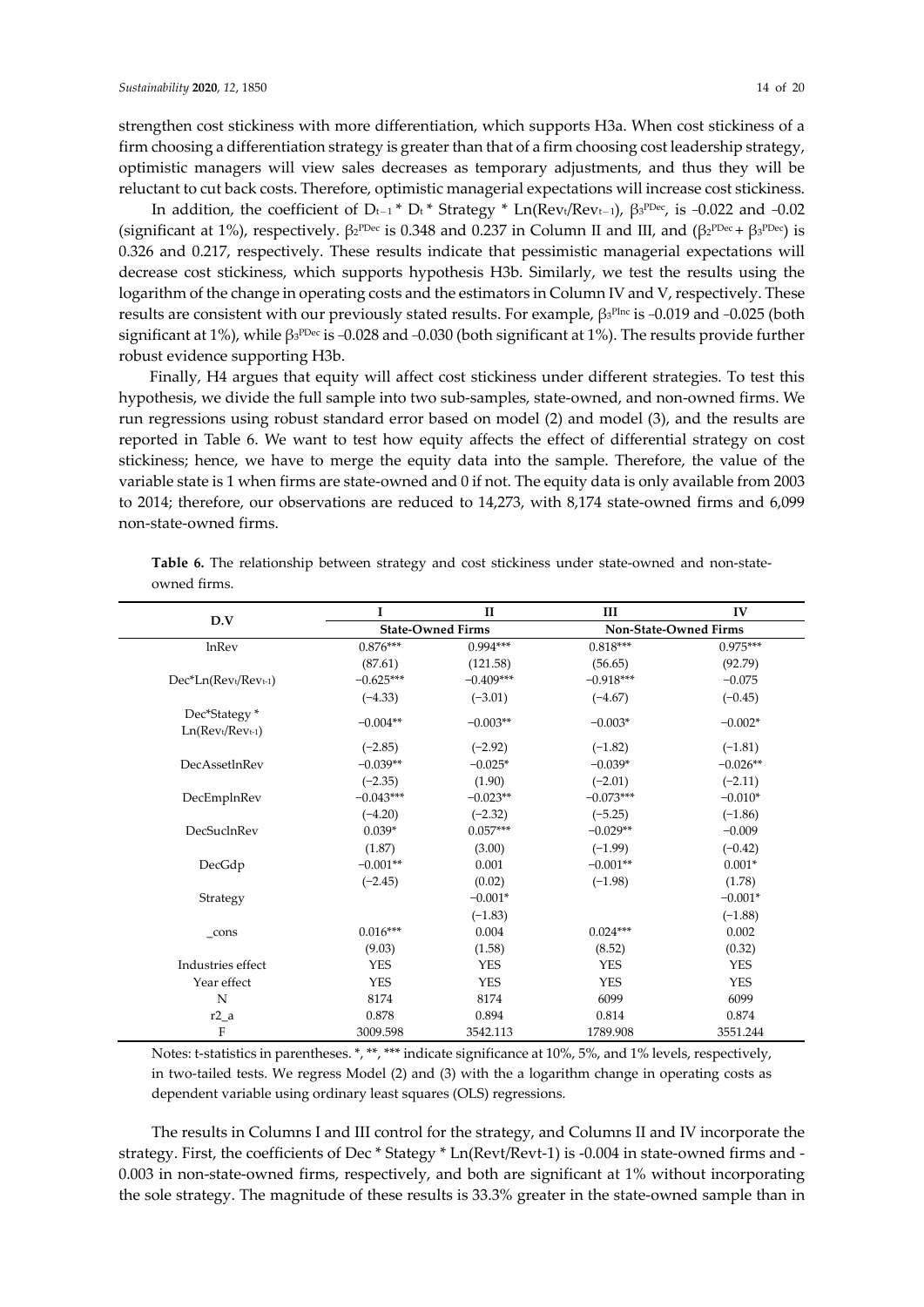strengthen cost stickiness with more differentiation, which supports H3a. When cost stickiness of a firm choosing a differentiation strategy is greater than that of a firm choosing cost leadership strategy, optimistic managers will view sales decreases as temporary adjustments, and thus they will be reluctant to cut back costs. Therefore, optimistic managerial expectations will increase cost stickiness.

In addition, the coefficient of $D_{t-1}$ * $D_t$ * Strategy * $Ln(Rev_t/Rev_{t-1})$, $\beta_3^{PDec}$, is −0.022 and −0.02 (significant at 1%), respectively. $\beta_2^{PDec}$ is 0.348 and 0.237 in Column II and III, and ($\beta_2^{PDec}$ + $\beta_3^{PDec}$) is 0.326 and 0.217, respectively. These results indicate that pessimistic managerial expectations will decrease cost stickiness, which supports hypothesis H3b. Similarly, we test the results using the logarithm of the change in operating costs and the estimators in Column IV and V, respectively. These results are consistent with our previously stated results. For example, $\beta_3^{PInc}$ is −0.019 and −0.025 (both significant at 1%), while $\beta_3^{PDec}$ is −0.028 and −0.030 (both significant at 1%). The results provide further robust evidence supporting H3b.

Finally, H4 argues that equity will affect cost stickiness under different strategies. To test this hypothesis, we divide the full sample into two sub-samples, state-owned, and non-owned firms. We run regressions using robust standard error based on model (2) and model (3), and the results are reported in Table 6. We want to test how equity affects the effect of differential strategy on cost stickiness; hence, we have to merge the equity data into the sample. Therefore, the value of the variable state is 1 when firms are state-owned and 0 if not. The equity data is only available from 2003 to 2014; therefore, our observations are reduced to 14,273, with 8,174 state-owned firms and 6,099 non-state-owned firms.

**Table 6.** The relationship between strategy and cost stickiness under state-owned and non-state-owned firms.

| D.V | I | II | III | IV |
|---|---|---|---|---|
| | State-Owned Firms | | Non-State-Owned Firms | |
| lnRev | 0.876*** | 0.994*** | 0.818*** | 0.975*** |
| | (87.61) | (121.58) | (56.65) | (92.79) |
| Dec*$Ln(Rev_t/Rev_{t-1})$ | −0.625*** | −0.409*** | −0.918*** | −0.075 |
| | (−4.33) | (−3.01) | (−4.67) | (−0.45) |
| Dec*Stategy * $Ln(Rev_t/Rev_{t-1})$ | −0.004** | −0.003** | −0.003* | −0.002* |
| | (−2.85) | (−2.92) | (−1.82) | (−1.81) |
| DecAssetlnRev | −0.039** | −0.025* | −0.039* | −0.026** |
| | (−2.35) | (1.90) | (−2.01) | (−2.11) |
| DecEmplnRev | −0.043*** | −0.023** | −0.073*** | −0.010* |
| | (−4.20) | (−2.32) | (−5.25) | (−1.86) |
| DecSuclnRev | 0.039* | 0.057*** | −0.029** | −0.009 |
| | (1.87) | (3.00) | (−1.99) | (−0.42) |
| DecGdp | −0.001** | 0.001 | −0.001** | 0.001* |
| | (−2.45) | (0.02) | (−1.98) | (1.78) |
| Strategy | | −0.001* | | −0.001* |
| | | (−1.83) | | (−1.88) |
| _cons | 0.016*** | 0.004 | 0.024*** | 0.002 |
| | (9.03) | (1.58) | (8.52) | (0.32) |
| Industries effect | YES | YES | YES | YES |
| Year effect | YES | YES | YES | YES |
| N | 8174 | 8174 | 6099 | 6099 |
| r2_a | 0.878 | 0.894 | 0.814 | 0.874 |
| F | 3009.598 | 3542.113 | 1789.908 | 3551.244 |

Notes: t-statistics in parentheses. *, **, *** indicate significance at 10%, 5%, and 1% levels, respectively, in two-tailed tests. We regress Model (2) and (3) with the a logarithm change in operating costs as dependent variable using ordinary least squares (OLS) regressions.

The results in Columns I and III control for the strategy, and Columns II and IV incorporate the strategy. First, the coefficients of Dec * Stategy * Ln(Revt/Revt-1) is -0.004 in state-owned firms and -0.003 in non-state-owned firms, respectively, and both are significant at 1% without incorporating the sole strategy. The magnitude of these results is 33.3% greater in the state-owned sample than in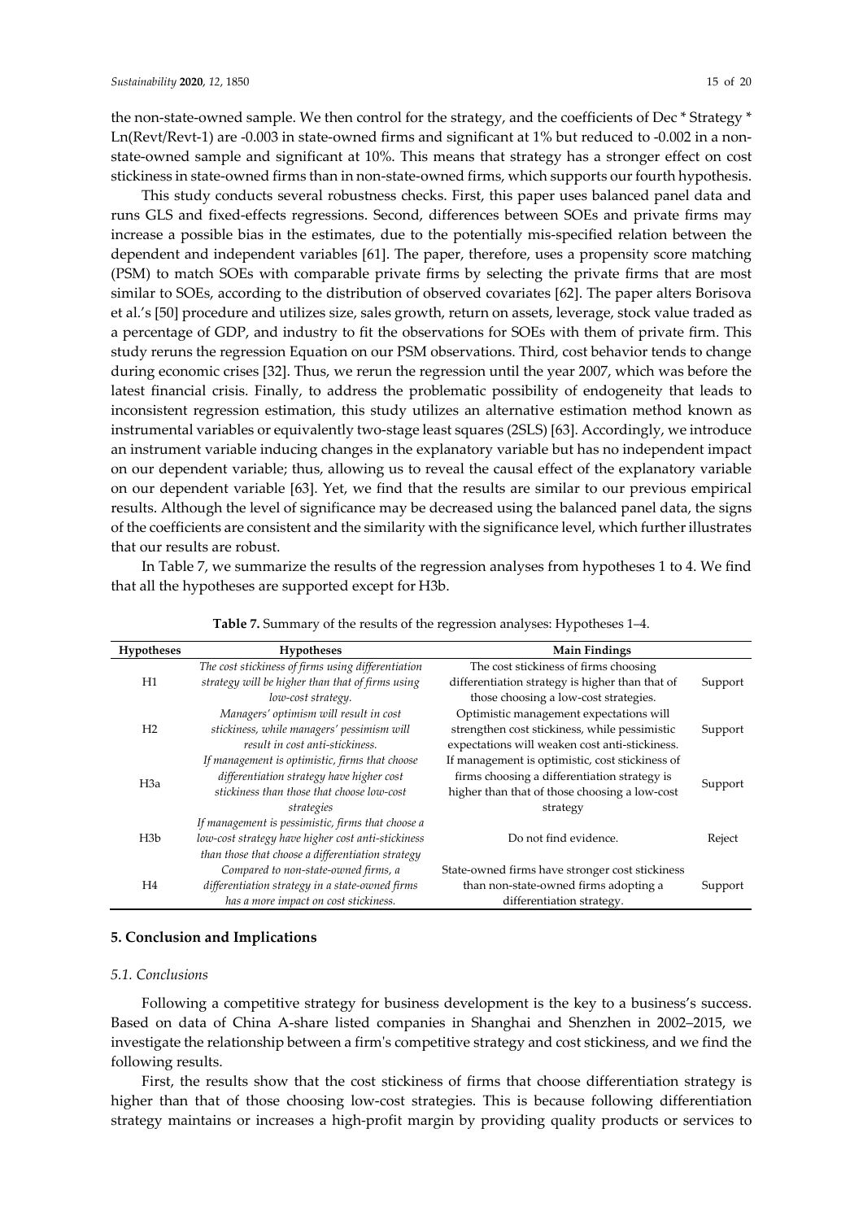the non-state-owned sample. We then control for the strategy, and the coefficients of Dec * Strategy * Ln(Revt/Revt-1) are -0.003 in state-owned firms and significant at 1% but reduced to -0.002 in a non-state-owned sample and significant at 10%. This means that strategy has a stronger effect on cost stickiness in state-owned firms than in non-state-owned firms, which supports our fourth hypothesis.

This study conducts several robustness checks. First, this paper uses balanced panel data and runs GLS and fixed-effects regressions. Second, differences between SOEs and private firms may increase a possible bias in the estimates, due to the potentially mis-specified relation between the dependent and independent variables [61]. The paper, therefore, uses a propensity score matching (PSM) to match SOEs with comparable private firms by selecting the private firms that are most similar to SOEs, according to the distribution of observed covariates [62]. The paper alters Borisova et al.'s [50] procedure and utilizes size, sales growth, return on assets, leverage, stock value traded as a percentage of GDP, and industry to fit the observations for SOEs with them of private firm. This study reruns the regression Equation on our PSM observations. Third, cost behavior tends to change during economic crises [32]. Thus, we rerun the regression until the year 2007, which was before the latest financial crisis. Finally, to address the problematic possibility of endogeneity that leads to inconsistent regression estimation, this study utilizes an alternative estimation method known as instrumental variables or equivalently two-stage least squares (2SLS) [63]. Accordingly, we introduce an instrument variable inducing changes in the explanatory variable but has no independent impact on our dependent variable; thus, allowing us to reveal the causal effect of the explanatory variable on our dependent variable [63]. Yet, we find that the results are similar to our previous empirical results. Although the level of significance may be decreased using the balanced panel data, the signs of the coefficients are consistent and the similarity with the significance level, which further illustrates that our results are robust.

In Table 7, we summarize the results of the regression analyses from hypotheses 1 to 4. We find that all the hypotheses are supported except for H3b.

**Table 7.** Summary of the results of the regression analyses: Hypotheses 1–4.

| Hypotheses | Hypotheses | Main Findings | |
|---|---|---|---|
| H1 | *The cost stickiness of firms using differentiation strategy will be higher than that of firms using low-cost strategy.* | The cost stickiness of firms choosing differentiation strategy is higher than that of those choosing a low-cost strategies. | Support |
| H2 | *Managers' optimism will result in cost stickiness, while managers' pessimism will result in cost anti-stickiness.* | Optimistic management expectations will strengthen cost stickiness, while pessimistic expectations will weaken cost anti-stickiness. | Support |
| H3a | *If management is optimistic, firms that choose differentiation strategy have higher cost stickiness than those that choose low-cost strategies* | If management is optimistic, cost stickiness of firms choosing a differentiation strategy is higher than that of those choosing a low-cost strategy | Support |
| H3b | *If management is pessimistic, firms that choose a low-cost strategy have higher cost anti-stickiness than those that choose a differentiation strategy* | Do not find evidence. | Reject |
| H4 | *Compared to non-state-owned firms, a differentiation strategy in a state-owned firms has a more impact on cost stickiness.* | State-owned firms have stronger cost stickiness than non-state-owned firms adopting a differentiation strategy. | Support |

## 5. Conclusion and Implications

### *5.1. Conclusions*

Following a competitive strategy for business development is the key to a business's success. Based on data of China A-share listed companies in Shanghai and Shenzhen in 2002–2015, we investigate the relationship between a firm's competitive strategy and cost stickiness, and we find the following results.

First, the results show that the cost stickiness of firms that choose differentiation strategy is higher than that of those choosing low-cost strategies. This is because following differentiation strategy maintains or increases a high-profit margin by providing quality products or services to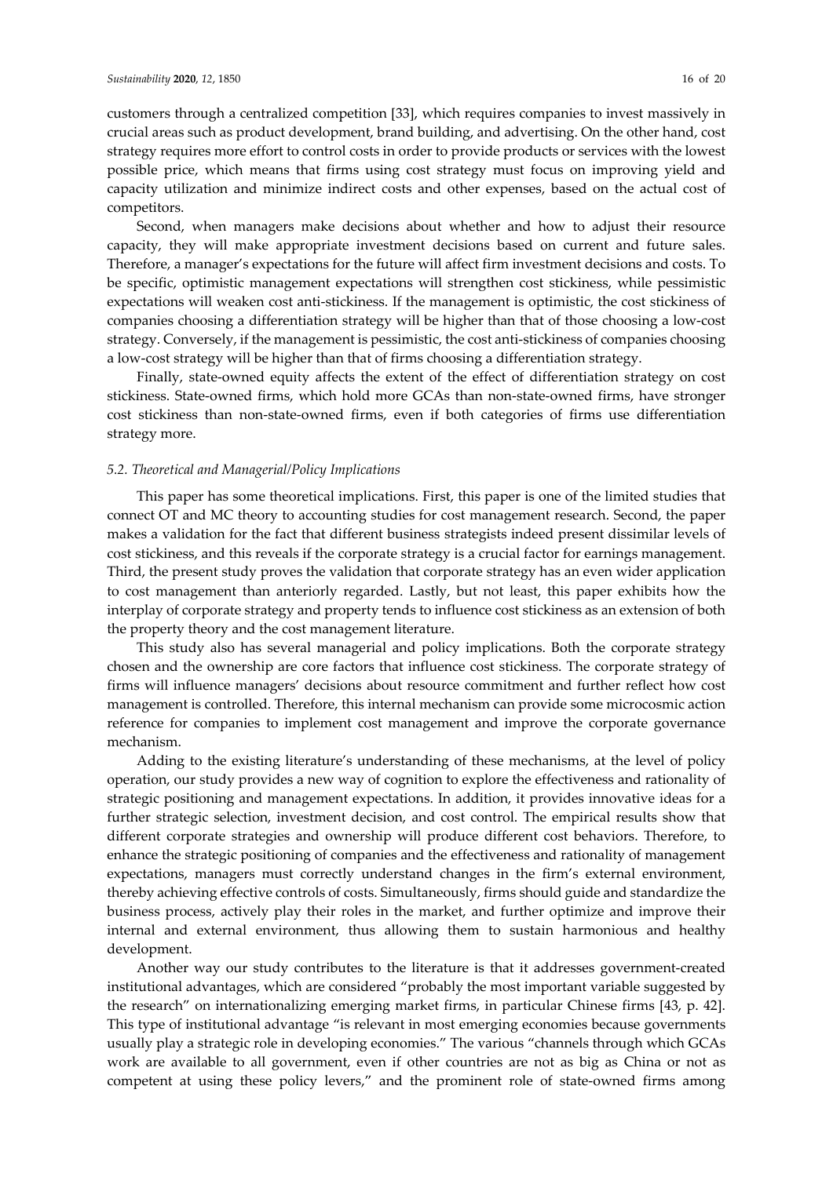customers through a centralized competition [33], which requires companies to invest massively in crucial areas such as product development, brand building, and advertising. On the other hand, cost strategy requires more effort to control costs in order to provide products or services with the lowest possible price, which means that firms using cost strategy must focus on improving yield and capacity utilization and minimize indirect costs and other expenses, based on the actual cost of competitors.

Second, when managers make decisions about whether and how to adjust their resource capacity, they will make appropriate investment decisions based on current and future sales. Therefore, a manager's expectations for the future will affect firm investment decisions and costs. To be specific, optimistic management expectations will strengthen cost stickiness, while pessimistic expectations will weaken cost anti-stickiness. If the management is optimistic, the cost stickiness of companies choosing a differentiation strategy will be higher than that of those choosing a low-cost strategy. Conversely, if the management is pessimistic, the cost anti-stickiness of companies choosing a low-cost strategy will be higher than that of firms choosing a differentiation strategy.

Finally, state-owned equity affects the extent of the effect of differentiation strategy on cost stickiness. State-owned firms, which hold more GCAs than non-state-owned firms, have stronger cost stickiness than non-state-owned firms, even if both categories of firms use differentiation strategy more.

### *5.2. Theoretical and Managerial/Policy Implications*

This paper has some theoretical implications. First, this paper is one of the limited studies that connect OT and MC theory to accounting studies for cost management research. Second, the paper makes a validation for the fact that different business strategists indeed present dissimilar levels of cost stickiness, and this reveals if the corporate strategy is a crucial factor for earnings management. Third, the present study proves the validation that corporate strategy has an even wider application to cost management than anteriorly regarded. Lastly, but not least, this paper exhibits how the interplay of corporate strategy and property tends to influence cost stickiness as an extension of both the property theory and the cost management literature.

This study also has several managerial and policy implications. Both the corporate strategy chosen and the ownership are core factors that influence cost stickiness. The corporate strategy of firms will influence managers' decisions about resource commitment and further reflect how cost management is controlled. Therefore, this internal mechanism can provide some microcosmic action reference for companies to implement cost management and improve the corporate governance mechanism.

Adding to the existing literature's understanding of these mechanisms, at the level of policy operation, our study provides a new way of cognition to explore the effectiveness and rationality of strategic positioning and management expectations. In addition, it provides innovative ideas for a further strategic selection, investment decision, and cost control. The empirical results show that different corporate strategies and ownership will produce different cost behaviors. Therefore, to enhance the strategic positioning of companies and the effectiveness and rationality of management expectations, managers must correctly understand changes in the firm's external environment, thereby achieving effective controls of costs. Simultaneously, firms should guide and standardize the business process, actively play their roles in the market, and further optimize and improve their internal and external environment, thus allowing them to sustain harmonious and healthy development.

Another way our study contributes to the literature is that it addresses government-created institutional advantages, which are considered "probably the most important variable suggested by the research" on internationalizing emerging market firms, in particular Chinese firms [43, p. 42]. This type of institutional advantage "is relevant in most emerging economies because governments usually play a strategic role in developing economies." The various "channels through which GCAs work are available to all government, even if other countries are not as big as China or not as competent at using these policy levers," and the prominent role of state-owned firms among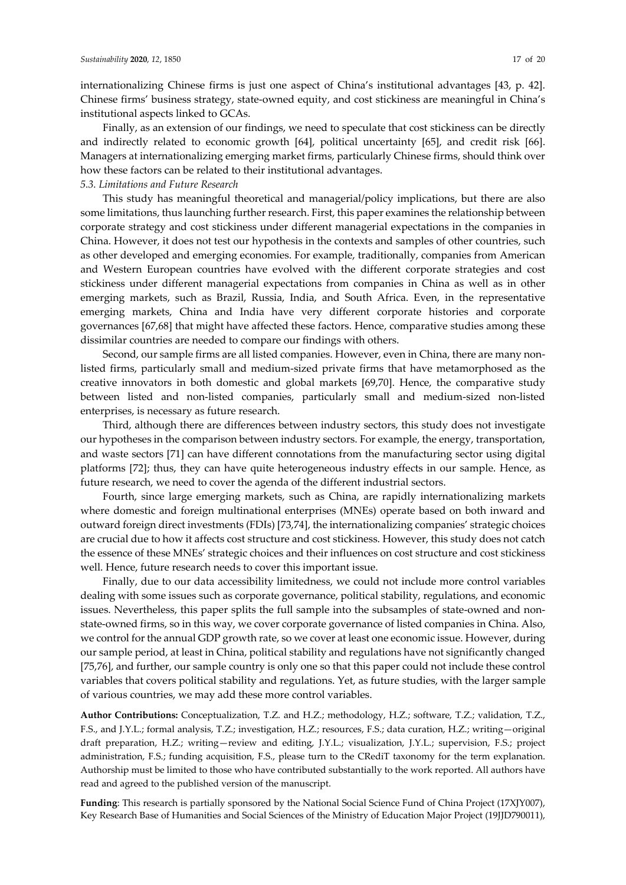internationalizing Chinese firms is just one aspect of China's institutional advantages [43, p. 42]. Chinese firms' business strategy, state-owned equity, and cost stickiness are meaningful in China's institutional aspects linked to GCAs.

Finally, as an extension of our findings, we need to speculate that cost stickiness can be directly and indirectly related to economic growth [64], political uncertainty [65], and credit risk [66]. Managers at internationalizing emerging market firms, particularly Chinese firms, should think over how these factors can be related to their institutional advantages.

### *5.3. Limitations and Future Research*

This study has meaningful theoretical and managerial/policy implications, but there are also some limitations, thus launching further research. First, this paper examines the relationship between corporate strategy and cost stickiness under different managerial expectations in the companies in China. However, it does not test our hypothesis in the contexts and samples of other countries, such as other developed and emerging economies. For example, traditionally, companies from American and Western European countries have evolved with the different corporate strategies and cost stickiness under different managerial expectations from companies in China as well as in other emerging markets, such as Brazil, Russia, India, and South Africa. Even, in the representative emerging markets, China and India have very different corporate histories and corporate governances [67,68] that might have affected these factors. Hence, comparative studies among these dissimilar countries are needed to compare our findings with others.

Second, our sample firms are all listed companies. However, even in China, there are many non-listed firms, particularly small and medium-sized private firms that have metamorphosed as the creative innovators in both domestic and global markets [69,70]. Hence, the comparative study between listed and non-listed companies, particularly small and medium-sized non-listed enterprises, is necessary as future research.

Third, although there are differences between industry sectors, this study does not investigate our hypotheses in the comparison between industry sectors. For example, the energy, transportation, and waste sectors [71] can have different connotations from the manufacturing sector using digital platforms [72]; thus, they can have quite heterogeneous industry effects in our sample. Hence, as future research, we need to cover the agenda of the different industrial sectors.

Fourth, since large emerging markets, such as China, are rapidly internationalizing markets where domestic and foreign multinational enterprises (MNEs) operate based on both inward and outward foreign direct investments (FDIs) [73,74], the internationalizing companies' strategic choices are crucial due to how it affects cost structure and cost stickiness. However, this study does not catch the essence of these MNEs' strategic choices and their influences on cost structure and cost stickiness well. Hence, future research needs to cover this important issue.

Finally, due to our data accessibility limitedness, we could not include more control variables dealing with some issues such as corporate governance, political stability, regulations, and economic issues. Nevertheless, this paper splits the full sample into the subsamples of state-owned and non-state-owned firms, so in this way, we cover corporate governance of listed companies in China. Also, we control for the annual GDP growth rate, so we cover at least one economic issue. However, during our sample period, at least in China, political stability and regulations have not significantly changed [75,76], and further, our sample country is only one so that this paper could not include these control variables that covers political stability and regulations. Yet, as future studies, with the larger sample of various countries, we may add these more control variables.

**Author Contributions:** Conceptualization, T.Z. and H.Z.; methodology, H.Z.; software, T.Z.; validation, T.Z., F.S., and J.Y.L.; formal analysis, T.Z.; investigation, H.Z.; resources, F.S.; data curation, H.Z.; writing—original draft preparation, H.Z.; writing—review and editing, J.Y.L.; visualization, J.Y.L.; supervision, F.S.; project administration, F.S.; funding acquisition, F.S., please turn to the CRediT taxonomy for the term explanation. Authorship must be limited to those who have contributed substantially to the work reported. All authors have read and agreed to the published version of the manuscript.

**Funding**: This research is partially sponsored by the National Social Science Fund of China Project (17XJY007), Key Research Base of Humanities and Social Sciences of the Ministry of Education Major Project (19JJD790011),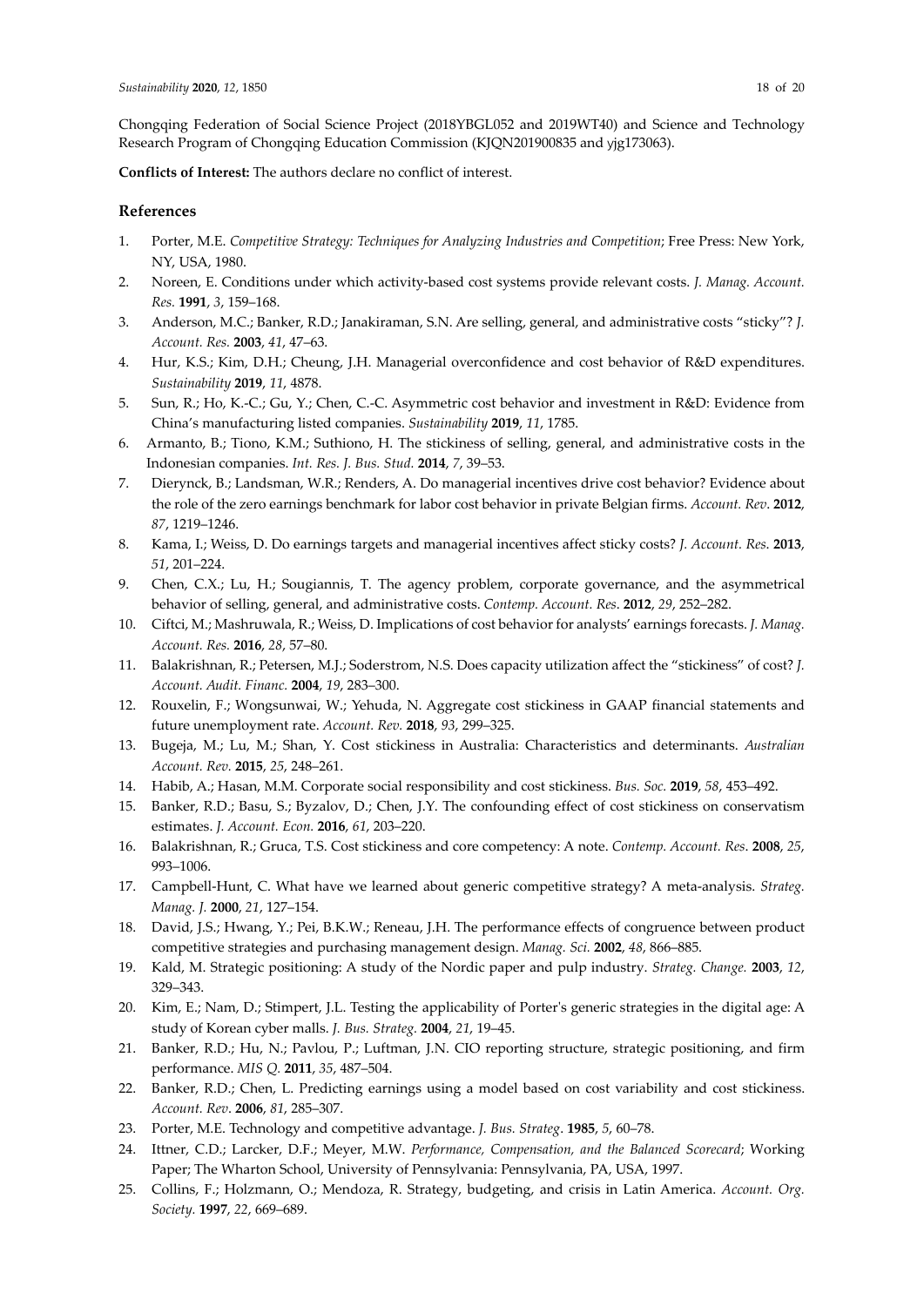Chongqing Federation of Social Science Project (2018YBGL052 and 2019WT40) and Science and Technology Research Program of Chongqing Education Commission (KJQN201900835 and yjg173063).

**Conflicts of Interest:** The authors declare no conflict of interest.

## References

1. Porter, M.E. *Competitive Strategy: Techniques for Analyzing Industries and Competition*; Free Press: New York, NY, USA, 1980.
2. Noreen, E. Conditions under which activity-based cost systems provide relevant costs. *J. Manag. Account. Res.* **1991**, *3*, 159–168.
3. Anderson, M.C.; Banker, R.D.; Janakiraman, S.N. Are selling, general, and administrative costs "sticky"? *J. Account. Res.* **2003**, *41*, 47–63.
4. Hur, K.S.; Kim, D.H.; Cheung, J.H. Managerial overconfidence and cost behavior of R&D expenditures. *Sustainability* **2019**, *11*, 4878.
5. Sun, R.; Ho, K.-C.; Gu, Y.; Chen, C.-C. Asymmetric cost behavior and investment in R&D: Evidence from China's manufacturing listed companies. *Sustainability* **2019**, *11*, 1785.
6. Armanto, B.; Tiono, K.M.; Suthiono, H. The stickiness of selling, general, and administrative costs in the Indonesian companies. *Int. Res. J. Bus. Stud.* **2014**, *7*, 39–53.
7. Dierynck, B.; Landsman, W.R.; Renders, A. Do managerial incentives drive cost behavior? Evidence about the role of the zero earnings benchmark for labor cost behavior in private Belgian firms. *Account. Rev.* **2012**, *87*, 1219–1246.
8. Kama, I.; Weiss, D. Do earnings targets and managerial incentives affect sticky costs? *J. Account. Res.* **2013**, *51*, 201–224.
9. Chen, C.X.; Lu, H.; Sougiannis, T. The agency problem, corporate governance, and the asymmetrical behavior of selling, general, and administrative costs. *Contemp. Account. Res.* **2012**, *29*, 252–282.
10. Ciftci, M.; Mashruwala, R.; Weiss, D. Implications of cost behavior for analysts' earnings forecasts. *J. Manag. Account. Res.* **2016**, *28*, 57–80.
11. Balakrishnan, R.; Petersen, M.J.; Soderstrom, N.S. Does capacity utilization affect the "stickiness" of cost? *J. Account. Audit. Financ.* **2004**, *19*, 283–300.
12. Rouxelin, F.; Wongsunwai, W.; Yehuda, N. Aggregate cost stickiness in GAAP financial statements and future unemployment rate. *Account. Rev.* **2018**, *93*, 299–325.
13. Bugeja, M.; Lu, M.; Shan, Y. Cost stickiness in Australia: Characteristics and determinants. *Australian Account. Rev.* **2015**, *25*, 248–261.
14. Habib, A.; Hasan, M.M. Corporate social responsibility and cost stickiness. *Bus. Soc.* **2019**, *58*, 453–492.
15. Banker, R.D.; Basu, S.; Byzalov, D.; Chen, J.Y. The confounding effect of cost stickiness on conservatism estimates. *J. Account. Econ.* **2016**, *61*, 203–220.
16. Balakrishnan, R.; Gruca, T.S. Cost stickiness and core competency: A note. *Contemp. Account. Res.* **2008**, *25*, 993–1006.
17. Campbell-Hunt, C. What have we learned about generic competitive strategy? A meta-analysis. *Strateg. Manag. J.* **2000**, *21*, 127–154.
18. David, J.S.; Hwang, Y.; Pei, B.K.W.; Reneau, J.H. The performance effects of congruence between product competitive strategies and purchasing management design. *Manag. Sci.* **2002**, *48*, 866–885.
19. Kald, M. Strategic positioning: A study of the Nordic paper and pulp industry. *Strateg. Change.* **2003**, *12*, 329–343.
20. Kim, E.; Nam, D.; Stimpert, J.L. Testing the applicability of Porter's generic strategies in the digital age: A study of Korean cyber malls. *J. Bus. Strateg.* **2004**, *21*, 19–45.
21. Banker, R.D.; Hu, N.; Pavlou, P.; Luftman, J.N. CIO reporting structure, strategic positioning, and firm performance. *MIS Q.* **2011**, *35*, 487–504.
22. Banker, R.D.; Chen, L. Predicting earnings using a model based on cost variability and cost stickiness. *Account. Rev.* **2006**, *81*, 285–307.
23. Porter, M.E. Technology and competitive advantage. *J. Bus. Strateg.* **1985**, *5*, 60–78.
24. Ittner, C.D.; Larcker, D.F.; Meyer, M.W. *Performance, Compensation, and the Balanced Scorecard*; Working Paper; The Wharton School, University of Pennsylvania: Pennsylvania, PA, USA, 1997.
25. Collins, F.; Holzmann, O.; Mendoza, R. Strategy, budgeting, and crisis in Latin America. *Account. Org. Society.* **1997**, *22*, 669–689.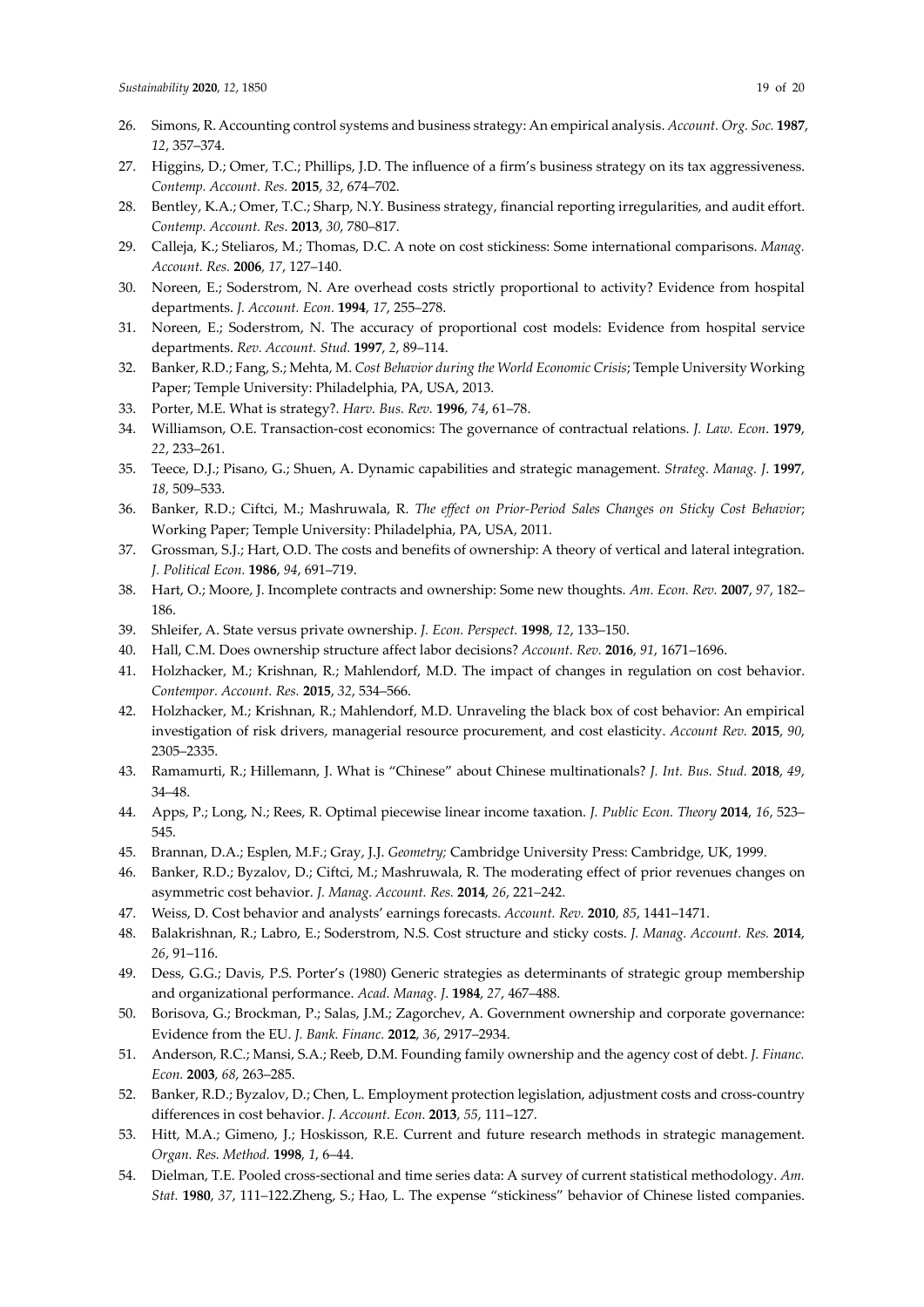26. Simons, R. Accounting control systems and business strategy: An empirical analysis. *Account. Org. Soc.* **1987**, *12*, 357–374.
27. Higgins, D.; Omer, T.C.; Phillips, J.D. The influence of a firm's business strategy on its tax aggressiveness. *Contemp. Account. Res.* **2015**, *32*, 674–702.
28. Bentley, K.A.; Omer, T.C.; Sharp, N.Y. Business strategy, financial reporting irregularities, and audit effort. *Contemp. Account. Res.* **2013**, *30*, 780–817.
29. Calleja, K.; Steliaros, M.; Thomas, D.C. A note on cost stickiness: Some international comparisons. *Manag. Account. Res.* **2006**, *17*, 127–140.
30. Noreen, E.; Soderstrom, N. Are overhead costs strictly proportional to activity? Evidence from hospital departments. *J. Account. Econ.* **1994**, *17*, 255–278.
31. Noreen, E.; Soderstrom, N. The accuracy of proportional cost models: Evidence from hospital service departments. *Rev. Account. Stud.* **1997**, *2*, 89–114.
32. Banker, R.D.; Fang, S.; Mehta, M. *Cost Behavior during the World Economic Crisis*; Temple University Working Paper; Temple University: Philadelphia, PA, USA, 2013.
33. Porter, M.E. What is strategy?. *Harv. Bus. Rev.* **1996**, *74*, 61–78.
34. Williamson, O.E. Transaction-cost economics: The governance of contractual relations. *J. Law. Econ*. **1979**, *22*, 233–261.
35. Teece, D.J.; Pisano, G.; Shuen, A. Dynamic capabilities and strategic management. *Strateg. Manag. J.* **1997**, *18,* 509–533.
36. Banker, R.D.; Ciftci, M.; Mashruwala, R. *The effect on Prior-Period Sales Changes on Sticky Cost Behavior*; Working Paper; Temple University: Philadelphia, PA, USA, 2011.
37. Grossman, S.J.; Hart, O.D. The costs and benefits of ownership: A theory of vertical and lateral integration. *J. Political Econ.* **1986**, *94*, 691–719.
38. Hart, O.; Moore, J. Incomplete contracts and ownership: Some new thoughts. *Am. Econ. Rev.* **2007**, *97*, 182–186.
39. Shleifer, A. State versus private ownership. *J. Econ. Perspect.* **1998**, *12*, 133–150.
40. Hall, C.M. Does ownership structure affect labor decisions? *Account. Rev.* **2016**, *91*, 1671–1696.
41. Holzhacker, M.; Krishnan, R.; Mahlendorf, M.D. The impact of changes in regulation on cost behavior. *Contempor. Account. Res.* **2015**, *32*, 534–566.
42. Holzhacker, M.; Krishnan, R.; Mahlendorf, M.D. Unraveling the black box of cost behavior: An empirical investigation of risk drivers, managerial resource procurement, and cost elasticity. *Account Rev.* **2015**, *90,* 2305–2335.
43. Ramamurti, R.; Hillemann, J. What is "Chinese" about Chinese multinationals? *J. Int. Bus. Stud.* **2018**, *49*, 34–48.
44. Apps, P.; Long, N.; Rees, R. Optimal piecewise linear income taxation. *J. Public Econ. Theory* **2014**, *16*, 523–545.
45. Brannan, D.A.; Esplen, M.F.; Gray, J.J. *Geometry;* Cambridge University Press: Cambridge, UK, 1999.
46. Banker, R.D.; Byzalov, D.; Ciftci, M.; Mashruwala, R. The moderating effect of prior revenues changes on asymmetric cost behavior. *J. Manag. Account. Res.* **2014**, *26*, 221–242.
47. Weiss, D. Cost behavior and analysts' earnings forecasts. *Account. Rev.* **2010**, *85*, 1441–1471.
48. Balakrishnan, R.; Labro, E.; Soderstrom, N.S. Cost structure and sticky costs. *J. Manag. Account. Res.* **2014**, *26*, 91–116.
49. Dess, G.G.; Davis, P.S. Porter's (1980) Generic strategies as determinants of strategic group membership and organizational performance. *Acad. Manag. J*. **1984**, *27*, 467–488.
50. Borisova, G.; Brockman, P.; Salas, J.M.; Zagorchev, A. Government ownership and corporate governance: Evidence from the EU. *J. Bank. Financ.* **2012**, *36*, 2917–2934.
51. Anderson, R.C.; Mansi, S.A.; Reeb, D.M. Founding family ownership and the agency cost of debt. *J. Financ. Econ.* **2003**, *68*, 263–285.
52. Banker, R.D.; Byzalov, D.; Chen, L. Employment protection legislation, adjustment costs and cross-country differences in cost behavior. *J. Account. Econ.* **2013**, *55*, 111–127.
53. Hitt, M.A.; Gimeno, J.; Hoskisson, R.E. Current and future research methods in strategic management. *Organ. Res. Method.* **1998**, *1*, 6–44.
54. Dielman, T.E. Pooled cross-sectional and time series data: A survey of current statistical methodology. *Am. Stat.* **1980**, *37*, 111–122.Zheng, S.; Hao, L. The expense "stickiness" behavior of Chinese listed companies.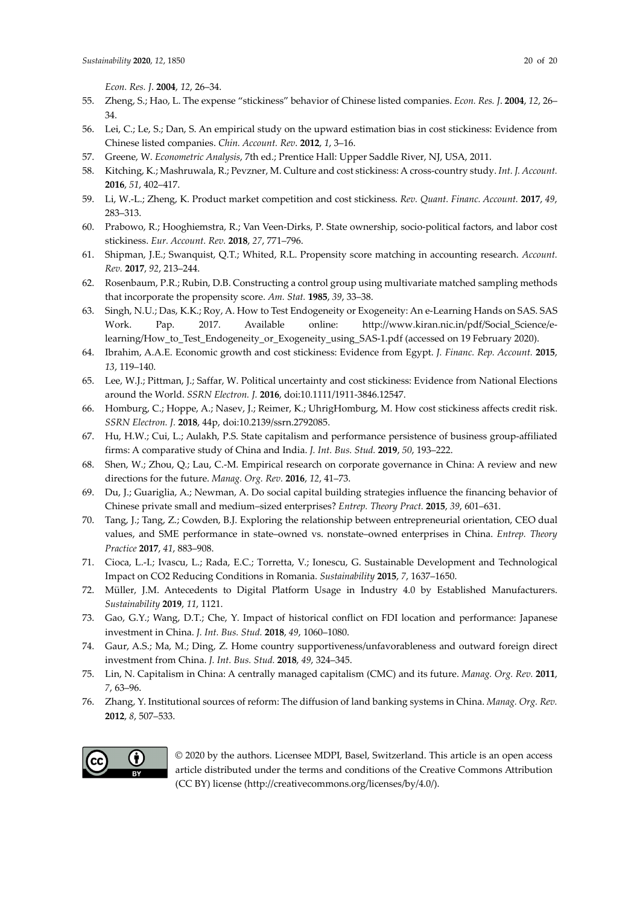*Econ. Res. J.* **2004**, *12*, 26–34.

55. Zheng, S.; Hao, L. The expense "stickiness" behavior of Chinese listed companies. *Econ. Res. J.* **2004**, *12*, 26–34.
56. Lei, C.; Le, S.; Dan, S. An empirical study on the upward estimation bias in cost stickiness: Evidence from Chinese listed companies. *Chin. Account. Rev.* **2012**, *1*, 3–16.
57. Greene, W. *Econometric Analysis*, 7th ed.; Prentice Hall: Upper Saddle River, NJ, USA, 2011.
58. Kitching, K.; Mashruwala, R.; Pevzner, M. Culture and cost stickiness: A cross-country study. *Int. J. Account.* **2016**, *51*, 402–417.
59. Li, W.-L.; Zheng, K. Product market competition and cost stickiness. *Rev. Quant. Financ. Account.* **2017**, *49*, 283–313.
60. Prabowo, R.; Hooghiemstra, R.; Van Veen-Dirks, P. State ownership, socio-political factors, and labor cost stickiness. *Eur. Account. Rev.* **2018**, *27*, 771–796.
61. Shipman, J.E.; Swanquist, Q.T.; Whited, R.L. Propensity score matching in accounting research. *Account. Rev.* **2017**, *92*, 213–244.
62. Rosenbaum, P.R.; Rubin, D.B. Constructing a control group using multivariate matched sampling methods that incorporate the propensity score. *Am. Stat.* **1985**, *39*, 33–38.
63. Singh, N.U.; Das, K.K.; Roy, A. How to Test Endogeneity or Exogeneity: An e-Learning Hands on SAS. SAS Work. Pap. 2017. Available online: http://www.kiran.nic.in/pdf/Social_Science/e-learning/How_to_Test_Endogeneity_or_Exogeneity_using_SAS-1.pdf (accessed on 19 February 2020).
64. Ibrahim, A.A.E. Economic growth and cost stickiness: Evidence from Egypt. *J. Financ. Rep. Account.* **2015**, *13*, 119–140.
65. Lee, W.J.; Pittman, J.; Saffar, W. Political uncertainty and cost stickiness: Evidence from National Elections around the World. *SSRN Electron. J.* **2016**, doi:10.1111/1911-3846.12547.
66. Homburg, C.; Hoppe, A.; Nasev, J.; Reimer, K.; UhrigHomburg, M. How cost stickiness affects credit risk. *SSRN Electron. J.* **2018**, 44p, doi:10.2139/ssrn.2792085.
67. Hu, H.W.; Cui, L.; Aulakh, P.S. State capitalism and performance persistence of business group-affiliated firms: A comparative study of China and India. *J. Int. Bus. Stud.* **2019**, *50*, 193–222.
68. Shen, W.; Zhou, Q.; Lau, C.-M. Empirical research on corporate governance in China: A review and new directions for the future. *Manag. Org. Rev.* **2016**, *12*, 41–73.
69. Du, J.; Guariglia, A.; Newman, A. Do social capital building strategies influence the financing behavior of Chinese private small and medium–sized enterprises? *Entrep. Theory Pract.* **2015**, *39*, 601–631.
70. Tang, J.; Tang, Z.; Cowden, B.J. Exploring the relationship between entrepreneurial orientation, CEO dual values, and SME performance in state–owned vs. nonstate–owned enterprises in China. *Entrep. Theory Practice* **2017**, *41*, 883–908.
71. Cioca, L.-I.; Ivascu, L.; Rada, E.C.; Torretta, V.; Ionescu, G. Sustainable Development and Technological Impact on CO2 Reducing Conditions in Romania. *Sustainability* **2015**, *7*, 1637–1650.
72. Müller, J.M. Antecedents to Digital Platform Usage in Industry 4.0 by Established Manufacturers. *Sustainability* **2019**, *11*, 1121.
73. Gao, G.Y.; Wang, D.T.; Che, Y. Impact of historical conflict on FDI location and performance: Japanese investment in China. *J. Int. Bus. Stud.* **2018**, *49*, 1060–1080.
74. Gaur, A.S.; Ma, M.; Ding, Z. Home country supportiveness/unfavorableness and outward foreign direct investment from China. *J. Int. Bus. Stud.* **2018**, *49*, 324–345.
75. Lin, N. Capitalism in China: A centrally managed capitalism (CMC) and its future. *Manag. Org. Rev.* **2011**, *7*, 63–96.
76. Zhang, Y. Institutional sources of reform: The diffusion of land banking systems in China. *Manag. Org. Rev.* **2012**, *8*, 507–533.

© 2020 by the authors. Licensee MDPI, Basel, Switzerland. This article is an open access article distributed under the terms and conditions of the Creative Commons Attribution (CC BY) license (http://creativecommons.org/licenses/by/4.0/).